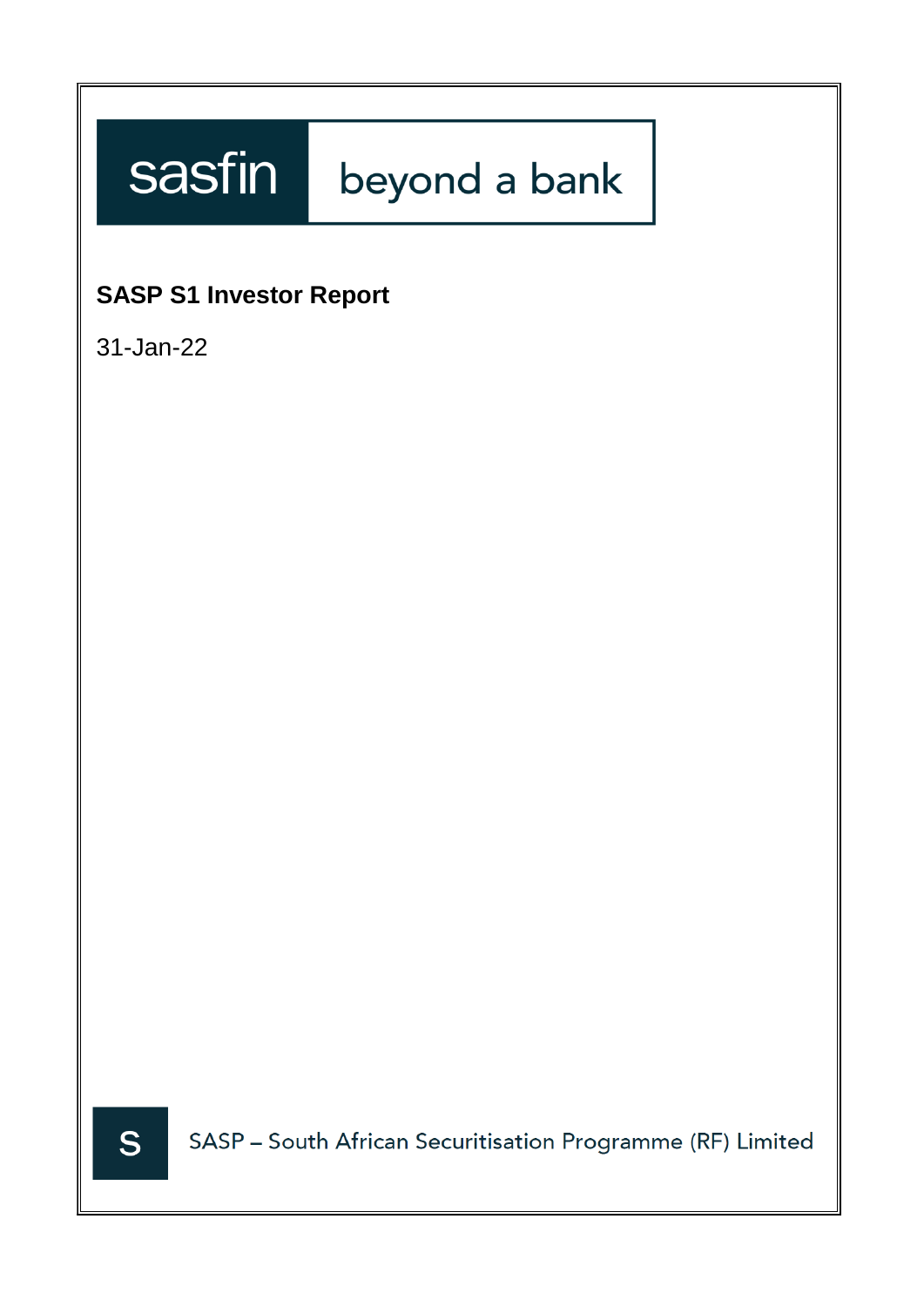sasfin beyond a bank

# SASP S1 Investor Report

31-Jan-22

S SASP – South African Securitisation Programme (RF) Limited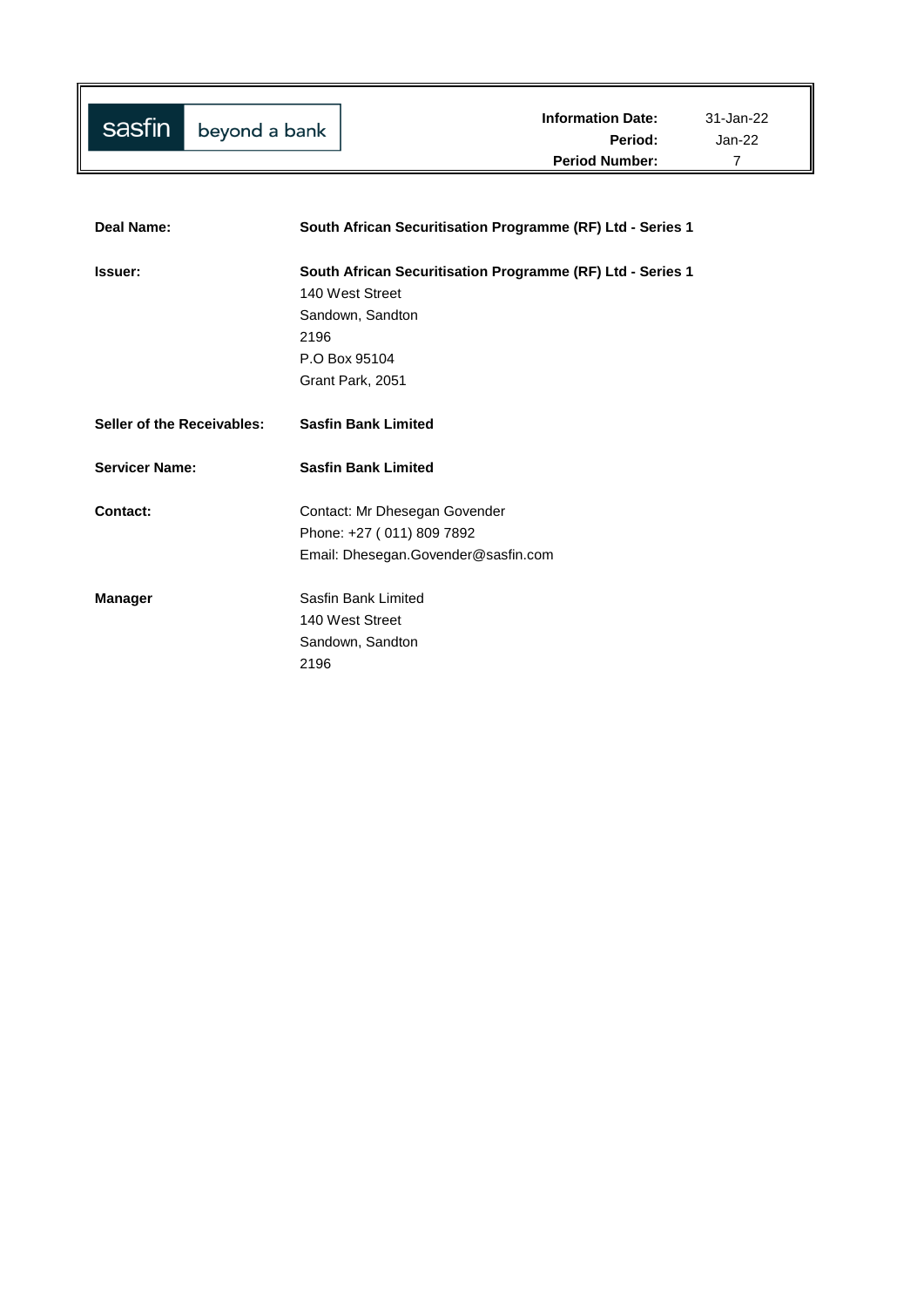| sasfin beyond a bank | Information Date: | 31-Jan-22 |
|---|---|---|
| | Period: | Jan-22 |
| | Period Number: | 7 |

| | |
|---|---|
| **Deal Name:** | **South African Securitisation Programme (RF) Ltd - Series 1** |
| **Issuer:** | **South African Securitisation Programme (RF) Ltd - Series 1**<br>140 West Street<br>Sandown, Sandton<br>2196<br>P.O Box 95104<br>Grant Park, 2051 |
| **Seller of the Receivables:** | **Sasfin Bank Limited** |
| **Servicer Name:** | **Sasfin Bank Limited** |
| **Contact:** | Contact: Mr Dhesegan Govender<br>Phone: +27 ( 011) 809 7892<br>Email: Dhesegan.Govender@sasfin.com |
| **Manager** | Sasfin Bank Limited<br>140 West Street<br>Sandown, Sandton<br>2196 |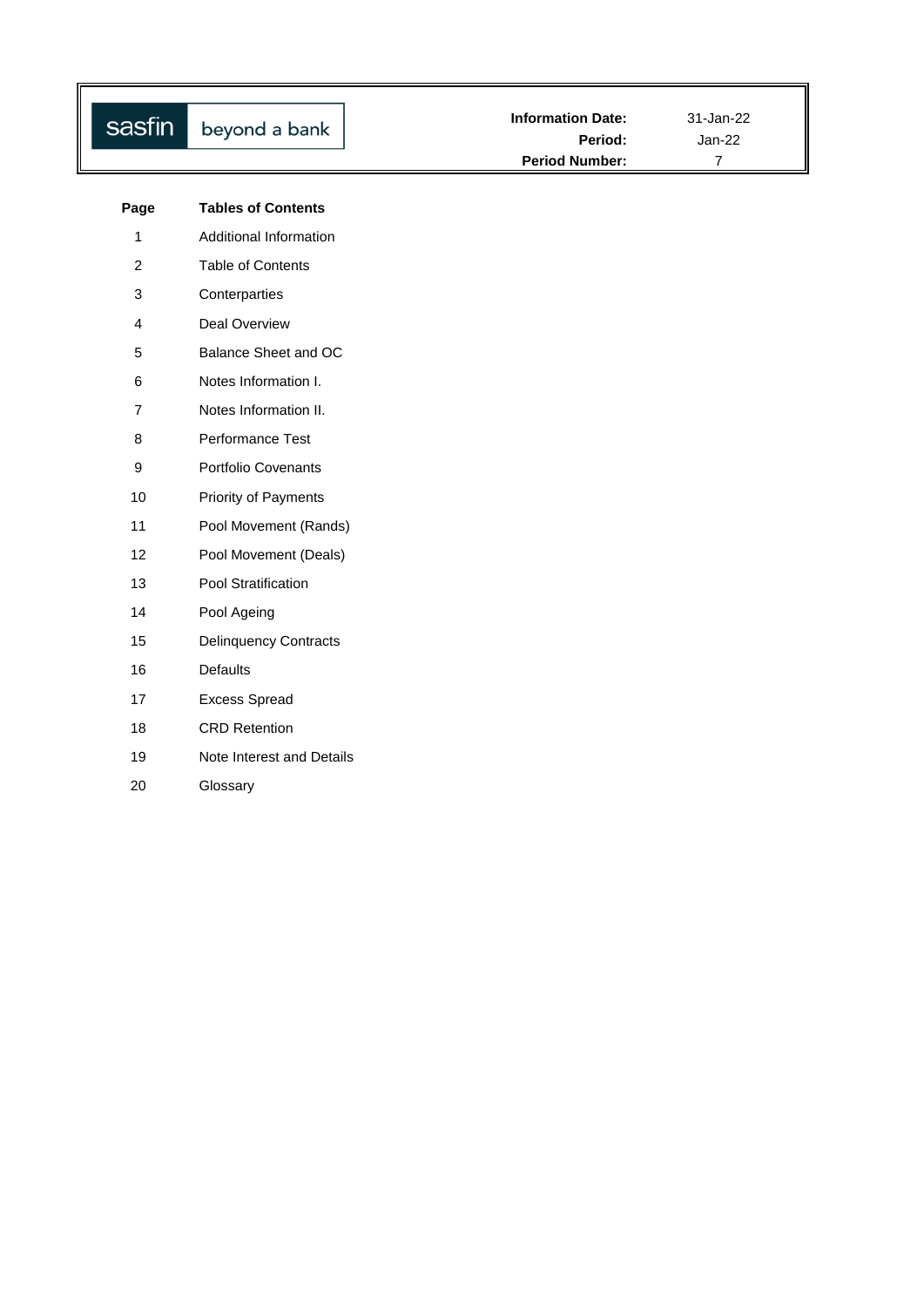sasfin beyond a bank

| | |
|---|---|
| **Information Date:** | 31-Jan-22 |
| **Period:** | Jan-22 |
| **Period Number:** | 7 |

| Page | Tables of Contents |
|---|---|
| 1 | Additional Information |
| 2 | Table of Contents |
| 3 | Conterparties |
| 4 | Deal Overview |
| 5 | Balance Sheet and OC |
| 6 | Notes Information I. |
| 7 | Notes Information II. |
| 8 | Performance Test |
| 9 | Portfolio Covenants |
| 10 | Priority of Payments |
| 11 | Pool Movement (Rands) |
| 12 | Pool Movement (Deals) |
| 13 | Pool Stratification |
| 14 | Pool Ageing |
| 15 | Delinquency Contracts |
| 16 | Defaults |
| 17 | Excess Spread |
| 18 | CRD Retention |
| 19 | Note Interest and Details |
| 20 | Glossary |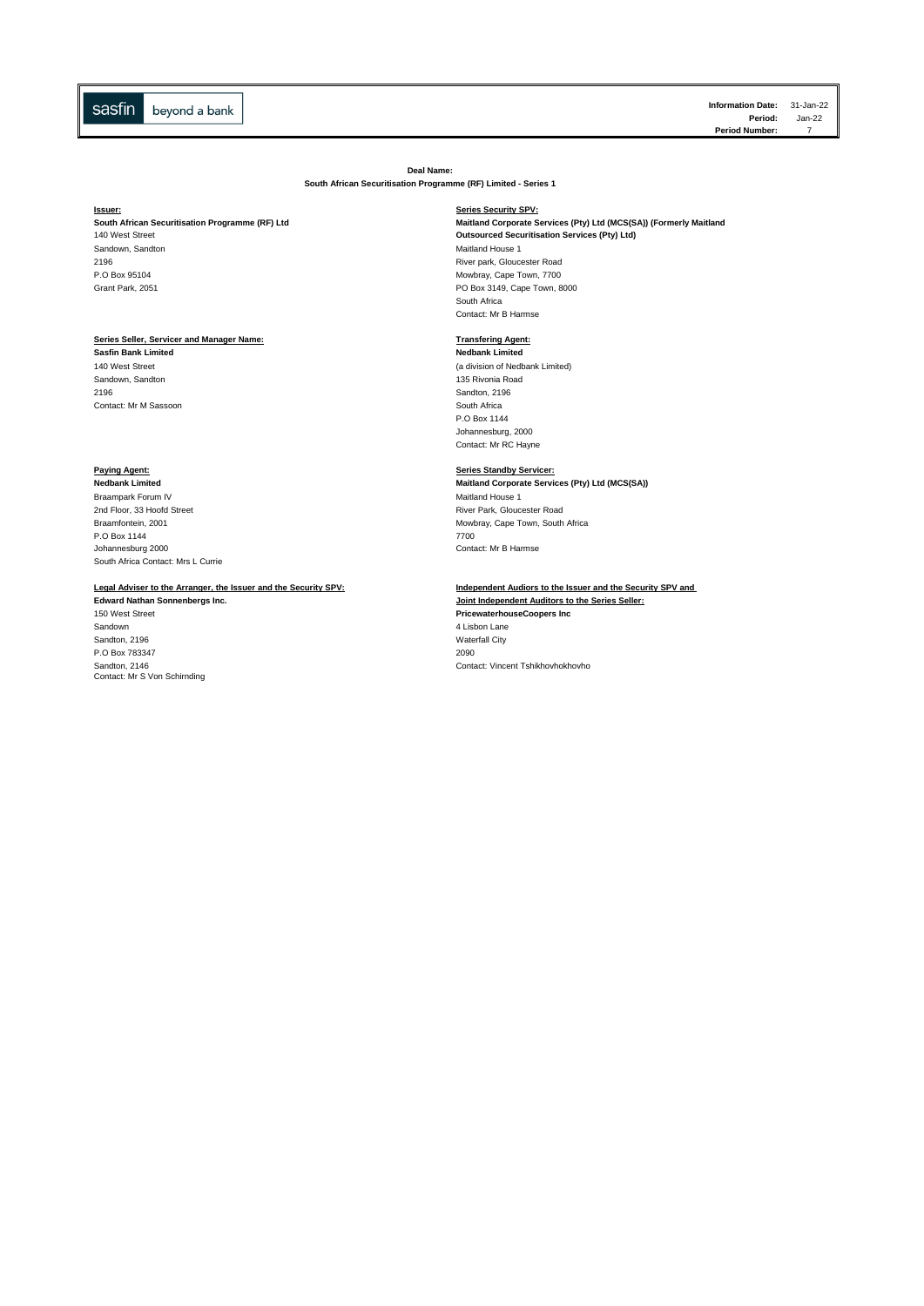sasfin beyond a bank

| | |
|---|---|
| **Information Date:** | 31-Jan-22 |
| **Period:** | Jan-22 |
| **Period Number:** | 7 |

**Deal Name:**
**South African Securitisation Programme (RF) Limited - Series 1**

**Issuer:**
**South African Securitisation Programme (RF) Ltd**
140 West Street
Sandown, Sandton
2196
P.O Box 95104
Grant Park, 2051

**Series Security SPV:**
**Maitland Corporate Services (Pty) Ltd (MCS(SA)) (Formerly Maitland Outsourced Securitisation Services (Pty) Ltd)**
Maitland House 1
River park, Gloucester Road
Mowbray, Cape Town, 7700
PO Box 3149, Cape Town, 8000
South Africa
Contact: Mr B Harmse

**Series Seller, Servicer and Manager Name:**
**Sasfin Bank Limited**
140 West Street
Sandown, Sandton
2196
Contact: Mr M Sassoon

**Transfering Agent:**
**Nedbank Limited**
(a division of Nedbank Limited)
135 Rivonia Road
Sandton, 2196
South Africa
P.O Box 1144
Johannesburg, 2000
Contact: Mr RC Hayne

**Paying Agent:**
**Nedbank Limited**
Braampark Forum IV
2nd Floor, 33 Hoofd Street
Braamfontein, 2001
P.O Box 1144
Johannesburg 2000
South Africa Contact: Mrs L Currie

**Series Standby Servicer:**
**Maitland Corporate Services (Pty) Ltd (MCS(SA))**
Maitland House 1
River Park, Gloucester Road
Mowbray, Cape Town, South Africa
7700
Contact: Mr B Harmse

**Legal Adviser to the Arranger, the Issuer and the Security SPV:**
**Edward Nathan Sonnenbergs Inc.**
150 West Street
Sandown
Sandton, 2196
P.O Box 783347
Sandton, 2146
Contact: Mr S Von Schirnding

**Independent Audiors to the Issuer and the Security SPV and Joint Independent Auditors to the Series Seller:**
**PricewaterhouseCoopers Inc**
4 Lisbon Lane
Waterfall City
2090
Contact: Vincent Tshikhovhokhovho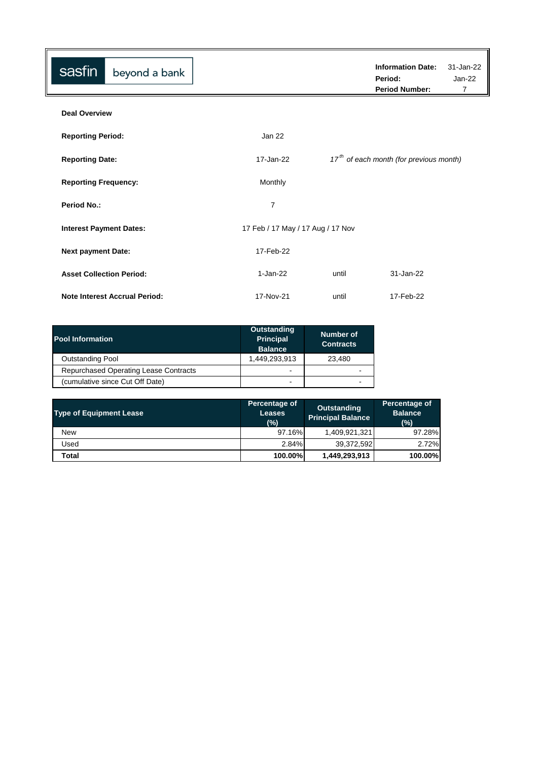sasfin beyond a bank

| | |
|---|---|
| **Information Date:** | 31-Jan-22 |
| **Period:** | Jan-22 |
| **Period Number:** | 7 |

**Deal Overview**

| | | | |
|---|---|---|---|
| **Reporting Period:** | Jan 22 | | |
| **Reporting Date:** | 17-Jan-22 | *17th of each month (for previous month)* | |
| **Reporting Frequency:** | Monthly | | |
| **Period No.:** | 7 | | |
| **Interest Payment Dates:** | 17 Feb / 17 May / 17 Aug / 17 Nov | | |
| **Next payment Date:** | 17-Feb-22 | | |
| **Asset Collection Period:** | 1-Jan-22 | until | 31-Jan-22 |
| **Note Interest Accrual Period:** | 17-Nov-21 | until | 17-Feb-22 |

| Pool Information | Outstanding Principal Balance | Number of Contracts |
|---|---|---|
| Outstanding Pool | 1,449,293,913 | 23,480 |
| Repurchased Operating Lease Contracts | - | - |
| (cumulative since Cut Off Date) | - | - |

| Type of Equipment Lease | Percentage of Leases (%) | Outstanding Principal Balance | Percentage of Balance (%) |
|---|---|---|---|
| New | 97.16% | 1,409,921,321 | 97.28% |
| Used | 2.84% | 39,372,592 | 2.72% |
| **Total** | **100.00%** | **1,449,293,913** | **100.00%** |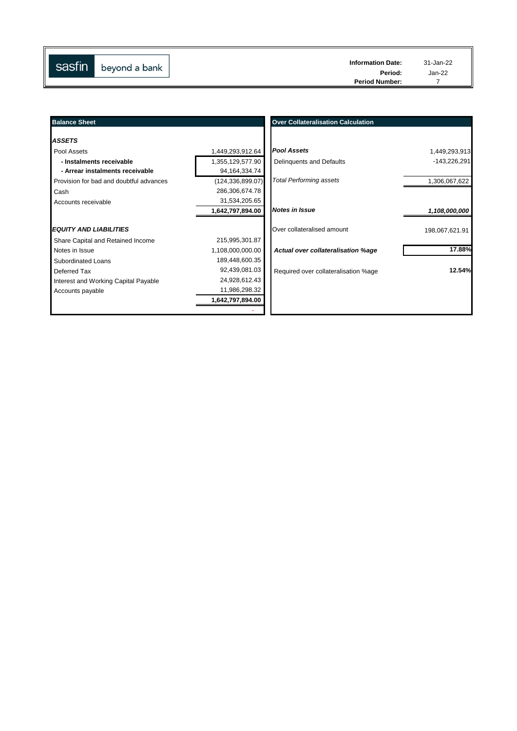sasfin beyond a bank

**Information Date:** 31-Jan-22
**Period:** Jan-22
**Period Number:** 7

| Balance Sheet | |
|---|---|
| ***ASSETS*** | |
| Pool Assets | 1,449,293,912.64 |
| **- Instalments receivable** | 1,355,129,577.90 |
| **- Arrear instalments receivable** | 94,164,334.74 |
| Provision for bad and doubtful advances | (124,336,899.07) |
| Cash | 286,306,674.78 |
| Accounts receivable | 31,534,205.65 |
| | **1,642,797,894.00** |
| ***EQUITY AND LIABILITIES*** | |
| Share Capital and Retained Income | 215,995,301.87 |
| Notes in Issue | 1,108,000,000.00 |
| Subordinated Loans | 189,448,600.35 |
| Deferred Tax | 92,439,081.03 |
| Interest and Working Capital Payable | 24,928,612.43 |
| Accounts payable | 11,986,298.32 |
| | **1,642,797,894.00** |
| | - |

| Over Collateralisation Calculation | |
|---|---|
| ***Pool Assets*** | 1,449,293,913 |
| Delinquents and Defaults | -143,226,291 |
| *Total Performing assets* | 1,306,067,622 |
| ***Notes in Issue*** | ***1,108,000,000*** |
| Over collateralised amount | 198,067,621.91 |
| ***Actual over collateralisation %age*** | **17.88%** |
| Required over collateralisation %age | **12.54%** |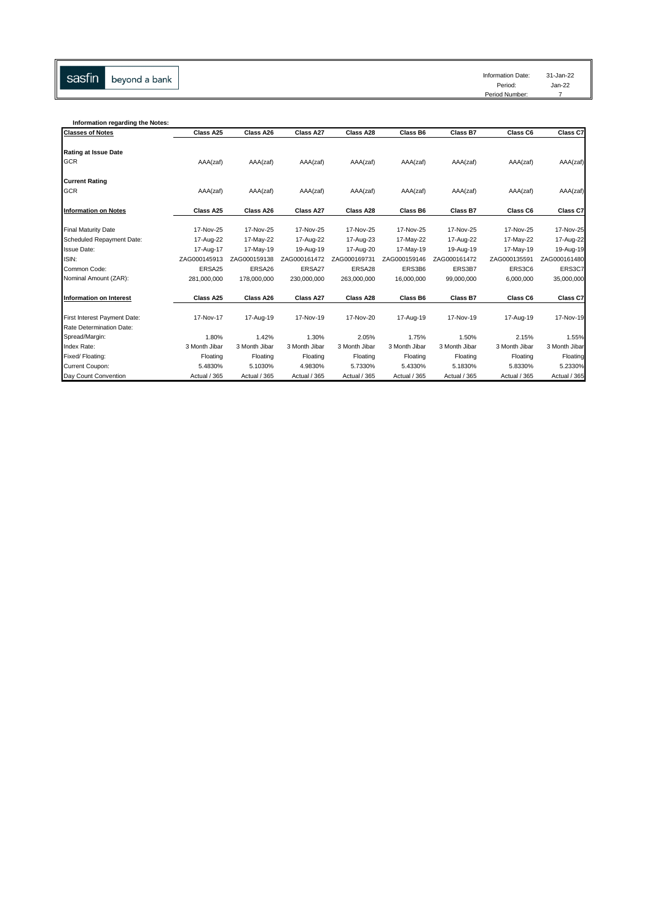sasfin beyond a bank

| | |
|---|---|
| Information Date: | 31-Jan-22 |
| Period: | Jan-22 |
| Period Number: | 7 |

**Information regarding the Notes:**

| Classes of Notes | Class A25 | Class A26 | Class A27 | Class A28 | Class B6 | Class B7 | Class C6 | Class C7 |
|---|---|---|---|---|---|---|---|---|
| **Rating at Issue Date** | | | | | | | | |
| GCR | AAA(zaf) | AAA(zaf) | AAA(zaf) | AAA(zaf) | AAA(zaf) | AAA(zaf) | AAA(zaf) | AAA(zaf) |
| **Current Rating** | | | | | | | | |
| GCR | AAA(zaf) | AAA(zaf) | AAA(zaf) | AAA(zaf) | AAA(zaf) | AAA(zaf) | AAA(zaf) | AAA(zaf) |
| **Information on Notes** | **Class A25** | **Class A26** | **Class A27** | **Class A28** | **Class B6** | **Class B7** | **Class C6** | **Class C7** |
| Final Maturity Date | 17-Nov-25 | 17-Nov-25 | 17-Nov-25 | 17-Nov-25 | 17-Nov-25 | 17-Nov-25 | 17-Nov-25 | 17-Nov-25 |
| Scheduled Repayment Date: | 17-Aug-22 | 17-May-22 | 17-Aug-22 | 17-Aug-23 | 17-May-22 | 17-Aug-22 | 17-May-22 | 17-Aug-22 |
| Issue Date: | 17-Aug-17 | 17-May-19 | 19-Aug-19 | 17-Aug-20 | 17-May-19 | 19-Aug-19 | 17-May-19 | 19-Aug-19 |
| ISIN: | ZAG000145913 | ZAG000159138 | ZAG000161472 | ZAG000169731 | ZAG000159146 | ZAG000161472 | ZAG000135591 | ZAG000161480 |
| Common Code: | ERSA25 | ERSA26 | ERSA27 | ERSA28 | ERS3B6 | ERS3B7 | ERS3C6 | ERS3C7 |
| Nominal Amount (ZAR): | 281,000,000 | 178,000,000 | 230,000,000 | 263,000,000 | 16,000,000 | 99,000,000 | 6,000,000 | 35,000,000 |
| **Information on Interest** | **Class A25** | **Class A26** | **Class A27** | **Class A28** | **Class B6** | **Class B7** | **Class C6** | **Class C7** |
| First Interest Payment Date: | 17-Nov-17 | 17-Aug-19 | 17-Nov-19 | 17-Nov-20 | 17-Aug-19 | 17-Nov-19 | 17-Aug-19 | 17-Nov-19 |
| Rate Determination Date: | | | | | | | | |
| Spread/Margin: | 1.80% | 1.42% | 1.30% | 2.05% | 1.75% | 1.50% | 2.15% | 1.55% |
| Index Rate: | 3 Month Jibar | 3 Month Jibar | 3 Month Jibar | 3 Month Jibar | 3 Month Jibar | 3 Month Jibar | 3 Month Jibar | 3 Month Jibar |
| Fixed/ Floating: | Floating | Floating | Floating | Floating | Floating | Floating | Floating | Floating |
| Current Coupon: | 5.4830% | 5.1030% | 4.9830% | 5.7330% | 5.4330% | 5.1830% | 5.8330% | 5.2330% |
| Day Count Convention | Actual / 365 | Actual / 365 | Actual / 365 | Actual / 365 | Actual / 365 | Actual / 365 | Actual / 365 | Actual / 365 |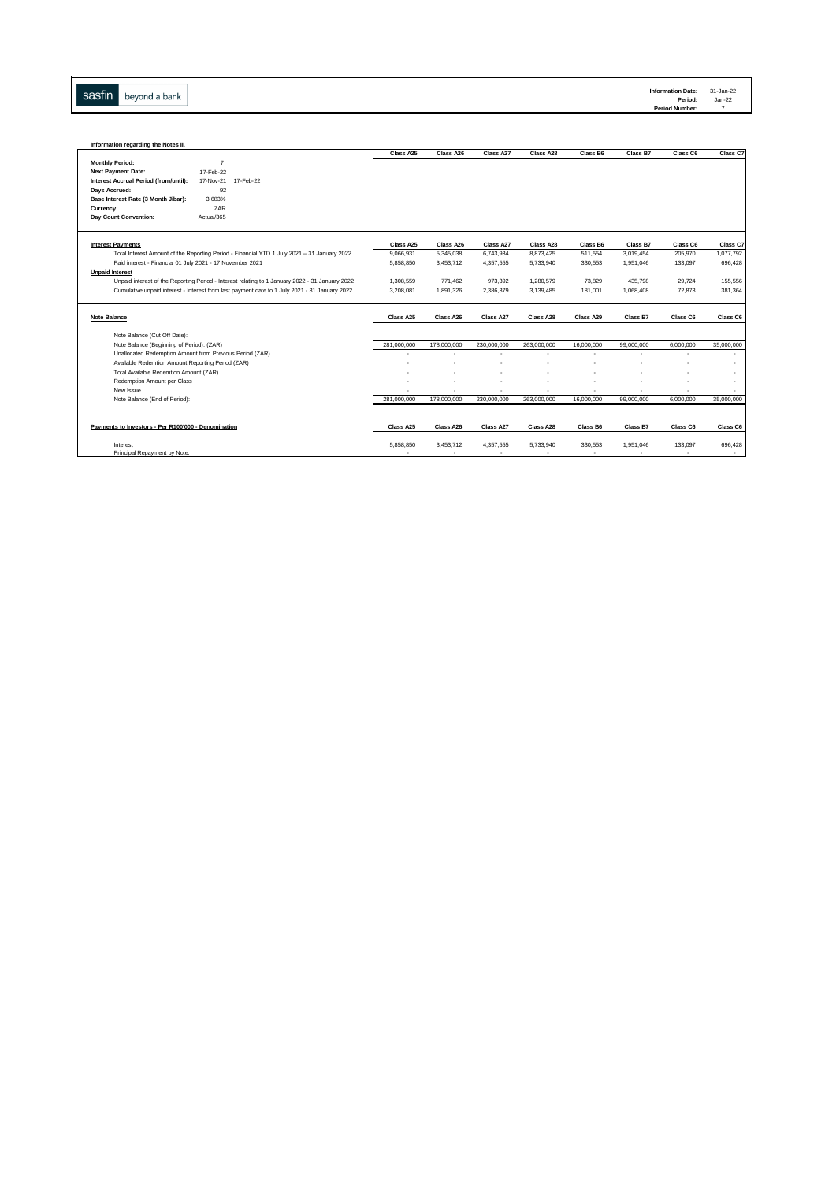sasfin beyond a bank

| | |
|---|---|
| **Information Date:** | 31-Jan-22 |
| **Period:** | Jan-22 |
| **Period Number:** | 7 |

**Information regarding the Notes II.**

| | | Class A25 | Class A26 | Class A27 | Class A28 | Class B6 | Class B7 | Class C6 | Class C7 |
|---|---|---|---|---|---|---|---|---|---|
| **Monthly Period:** | 7 | | | | | | | | |
| **Next Payment Date:** | 17-Feb-22 | | | | | | | | |
| **Interest Accrual Period (from/until):** | 17-Nov-21 17-Feb-22 | | | | | | | | |
| **Days Accrued:** | 92 | | | | | | | | |
| **Base Interest Rate (3 Month Jibar):** | 3.683% | | | | | | | | |
| **Currency:** | ZAR | | | | | | | | |
| **Day Count Convention:** | Actual/365 | | | | | | | | |

| **Interest Payments** | Class A25 | Class A26 | Class A27 | Class A28 | Class B6 | Class B7 | Class C6 | Class C7 |
|---|---|---|---|---|---|---|---|---|
| Total Interest Amount of the Reporting Period - Financial YTD 1 July 2021 – 31 January 2022 | 9,066,931 | 5,345,038 | 6,743,934 | 8,873,425 | 511,554 | 3,019,454 | 205,970 | 1,077,792 |
| Paid interest - Financial 01 July 2021 - 17 November 2021 | 5,858,850 | 3,453,712 | 4,357,555 | 5,733,940 | 330,553 | 1,951,046 | 133,097 | 696,428 |
| **Unpaid Interest** | | | | | | | | |
| Unpaid interest of the Reporting Period - Interest relating to 1 January 2022 - 31 January 2022 | 1,308,559 | 771,462 | 973,392 | 1,280,579 | 73,829 | 435,798 | 29,724 | 155,556 |
| Cumulative unpaid interest - Interest from last payment date to 1 July 2021 - 31 January 2022 | 3,208,081 | 1,891,326 | 2,386,379 | 3,139,485 | 181,001 | 1,068,408 | 72,873 | 381,364 |

| **Note Balance** | Class A25 | Class A26 | Class A27 | Class A28 | Class A29 | Class B7 | Class C6 | Class C6 |
|---|---|---|---|---|---|---|---|---|
| Note Balance (Cut Off Date): | | | | | | | | |
| Note Balance (Beginning of Period): (ZAR) | 281,000,000 | 178,000,000 | 230,000,000 | 263,000,000 | 16,000,000 | 99,000,000 | 6,000,000 | 35,000,000 |
| Unallocated Redemption Amount from Previous Period (ZAR) | - | - | - | - | - | - | - | - |
| Available Redemtion Amount Reporting Period (ZAR) | - | - | - | - | - | - | - | - |
| Total Available Redemtion Amount (ZAR) | - | - | - | - | - | - | - | - |
| Redemption Amount per Class | - | - | - | - | - | - | - | - |
| New Issue | - | - | - | - | - | - | - | - |
| Note Balance (End of Period): | 281,000,000 | 178,000,000 | 230,000,000 | 263,000,000 | 16,000,000 | 99,000,000 | 6,000,000 | 35,000,000 |

| **Payments to Investors - Per R100'000 - Denomination** | Class A25 | Class A26 | Class A27 | Class A28 | Class B6 | Class B7 | Class C6 | Class C6 |
|---|---|---|---|---|---|---|---|---|
| Interest | 5,858,850 | 3,453,712 | 4,357,555 | 5,733,940 | 330,553 | 1,951,046 | 133,097 | 696,428 |
| Principal Repayment by Note: | - | - | - | - | - | - | - | - |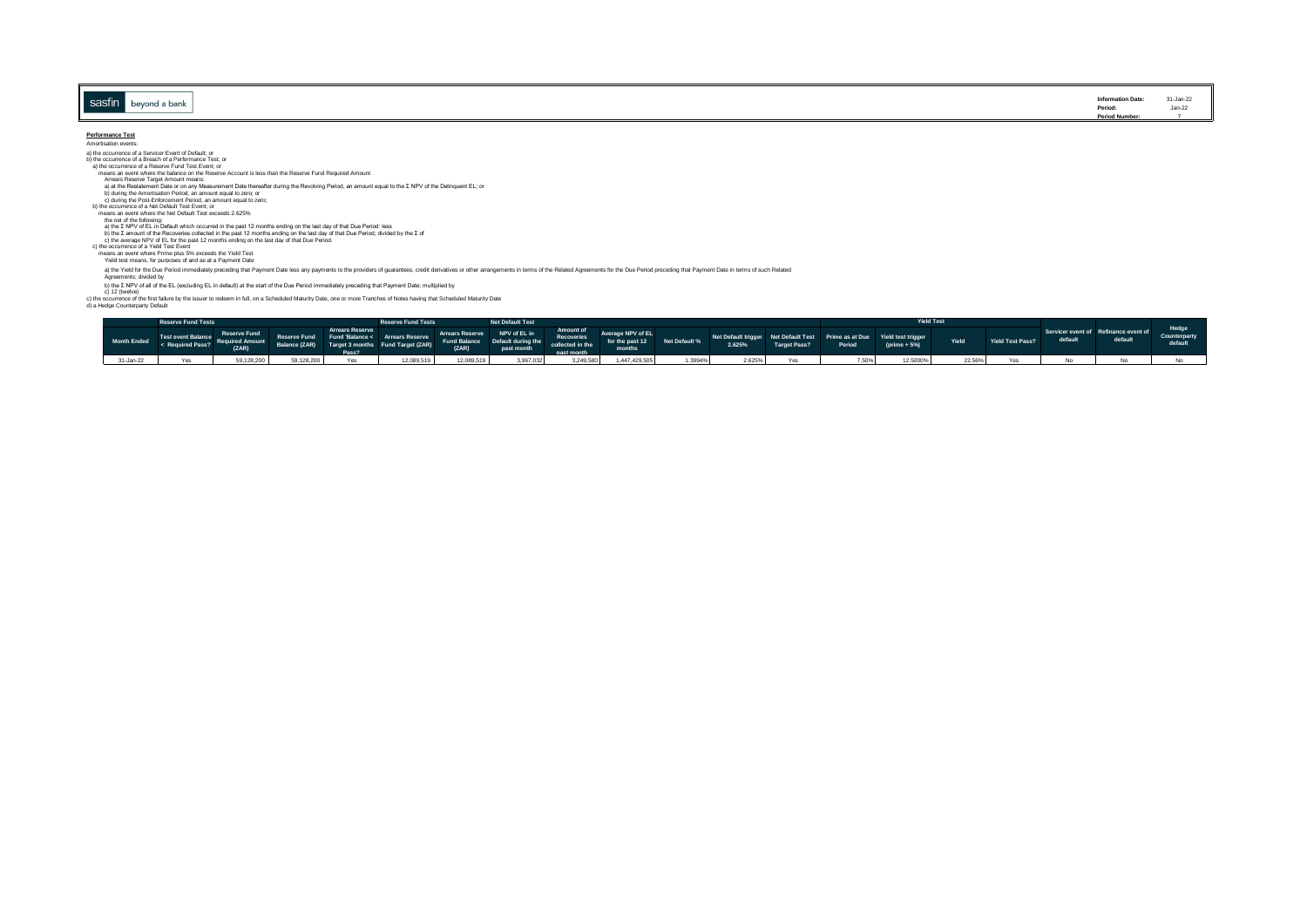sasfin beyond a bank

**Information Date:** 31-Jan-22
**Period:** Jan-22
**Period Number:** 7

**Performance Test**

Amortisation events:

a) the occurrence of a Servicer Event of Default; or
b) the occurrence of a Breach of a Performance Test; or
a) the occurrence of a Reserve Fund Test Event; or
means an event where the balance on the Reserve Account is less than the Reserve Fund Required Amount
Arrears Reserve Target Amount means:
a) at the Restatement Date or on any Measurement Date thereafter during the Revolving Period, an amount equal to the Σ NPV of the Delinquent EL; or
b) during the Amortisation Period, an amount equal to zero; or
c) during the Post-Enforcement Period, an amount equal to zero;
b) the occurrence of a Net Default Test Event; or
means an event where the Net Default Test exceeds 2.625%
the net of the following;
a) the Σ NPV of EL in Default which occurred in the past 12 months ending on the last day of that Due Period: less
b) the Σ amount of the Recoveries collected in the past 12 months ending on the last day of that Due Period; divided by the Σ of
c) the average NPV of EL for the past 12 months ending on the last day of that Due Period.
c) the occurrence of a Yield Test Event
means an event where Prime plus 5% exceeds the Yield Test
Yield test means, for purposes of and as at a Payment Date

a) the Yield for the Due Period immediately preceding that Payment Date less any payments to the providers of guarantees, credit derivatives or other arrangements in terms of the Related Agreements for the Due Period preceding that Payment Date in terms of such Related Agreements; divided by

b) the Σ NPV of all of the EL (excluding EL in default) at the start of the Due Period immediately preceding that Payment Date; multiplied by
c) 12 (twelve)
c) the occurrence of the first failure by the issuer to redeem in full, on a Scheduled Maturity Date, one or more Tranches of Notes having that Scheduled Maturity Date
d) a Hedge Counterparty Default

| | Reserve Fund Tests | | | | Reserve Fund Tests | | Net Default Test | | | | | | Yield Test | | | | | | |
|---|---|---|---|---|---|---|---|---|---|---|---|---|---|---|---|---|---|---|---|
| Month Ended | Test event Balance < Required Pass? | Reserve Fund Required Amount (ZAR) | Reserve Fund Balance (ZAR) | Arrears Reserve Fund 'Balance < Target 3 months Pass? | Arrears Reserve Fund Target (ZAR) | Arrears Reserve Fund Balance (ZAR) | NPV of EL in Default during the past month | Amount of Recoveries collected in the past month | Average NPV of EL for the past 12 months | Net Default % | Net Default trigger 2.625% | Net Default Test Target Pass? | Prime as at Due Period | Yield test trigger (prime + 5%) | Yield | Yield Test Pass? | Servicer event of default | Refinance event of default | Hedge Counterparty default |
| 31-Jan-22 | Yes | 59,128,200 | 59,128,200 | Yes | 12,089,519 | 12,089,519 | 3,967,032 | 3,249,580 | 1,447,429,505 | 1.3994% | 2.625% | Yes | 7.50% | 12.5000% | 22.56% | Yes | No | No | No |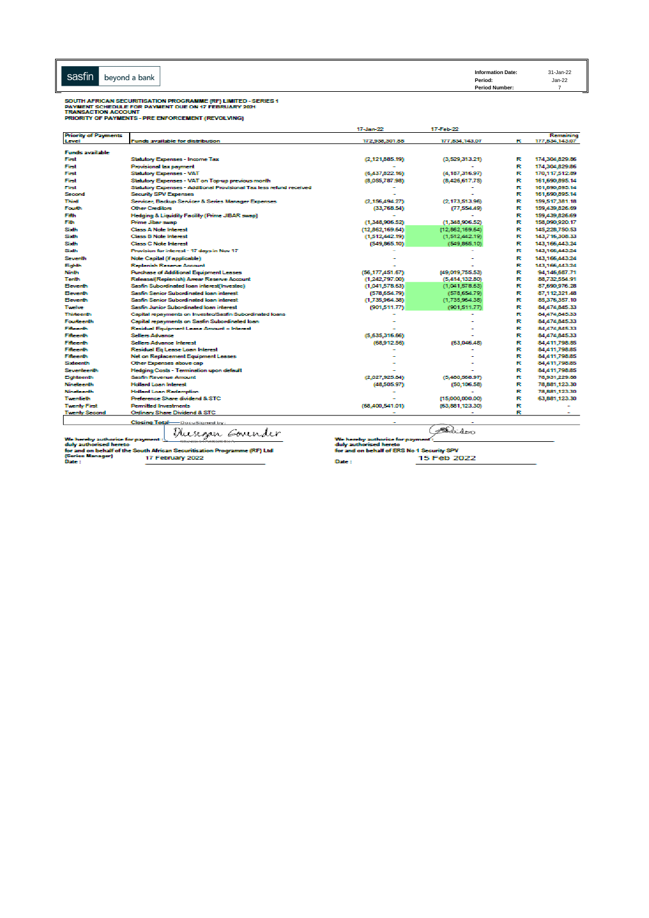sasfin | beyond a bank

| | |
|---|---|
| **Information Date:** | 31-Jan-22 |
| **Period:** | Jan-22 |
| **Period Number:** | 7 |

**SOUTH AFRICAN SECURITISATION PROGRAMME (RF) LIMITED - SERIES 1**
**PAYMENT SCHEDULE FOR PAYMENT DUE ON 17 FEBRUARY 2021**
**TRANSACTION ACCOUNT**
**PRIORITY OF PAYMENTS - PRE ENFORCEMENT (REVOLVING)**

| Priority of Payments Level | Funds available for distribution | 17-Jan-22 | 17-Feb-22 | | Remaining |
|---|---|---|---|---|---|
| | | 172,935,301.85 | 177,834,143.07 | R | 177,834,143.07 |
| **Funds available** | | | | | |
| First | Statutory Expenses - Income Tax | (2,121,885.19) | (3,529,313.21) | R | 174,304,829.86 |
| First | Provisional tax payment | - | - | R | 174,304,829.86 |
| First | Statutory Expenses - VAT | (5,437,822.16) | (4,187,316.97) | R | 170,117,512.89 |
| First | Statutory Expenses - VAT on Top-up previous month | (8,055,787.98) | (8,426,617.75) | R | 161,690,895.14 |
| First | Statutory Expenses - Additional Provisional Tax less refund received | - | - | R | 161,690,895.14 |
| Second | Security SPV Expenses | - | - | R | 161,690,895.14 |
| Third | Servicer, Backup Servicer & Series Manager Expenses | (2,156,494.27) | (2,173,513.96) | R | 159,517,381.18 |
| Fourth | Other Creditors | (33,768.54) | (77,554.49) | R | 159,439,826.69 |
| Fifth | Hedging & Liquidity Facility (Prime JIBAR swap) | - | - | R | 159,439,826.69 |
| Fifth | Prime Jibar swap | (1,348,906.52) | (1,348,906.52) | R | 158,090,920.17 |
| Sixth | Class A Note Interest | (12,862,169.64) | (12,862,169.64) | R | 145,228,750.53 |
| Sixth | Class B Note Interest | (1,512,442.19) | (1,512,442.19) | R | 143,716,308.33 |
| Sixth | Class C Note Interest | (549,865.10) | (549,865.10) | R | 143,166,443.24 |
| Sixth | Provision for interest - 17 days in Nov 17 | - | - | R | 143,166,443.24 |
| Seventh | Note Capital (if applicable) | - | - | R | 143,166,443.24 |
| Eighth | Replenish Reserve Account | - | - | R | 143,166,443.24 |
| Ninth | Purchase of Additional Equipment Leases | (56,177,451.67) | (49,019,755.53) | R | 94,146,687.71 |
| Tenth | Release/(Replenish) Arrear Reserve Account | (1,242,797.00) | (5,414,132.80) | R | 88,732,554.91 |
| Eleventh | Sasfin Subordinated loan interest(Investec) | (1,041,578.63) | (1,041,578.63) | R | 87,690,976.28 |
| Eleventh | Sasfin Senior Subordinated loan interest | (578,654.79) | (578,654.79) | R | 87,112,321.48 |
| Eleventh | Sasfin Senior Subordinated loan interest | (1,735,964.38) | (1,735,964.38) | R | 85,376,357.10 |
| Twelve | Sasfin Junior Subordinated loan interest | (901,511.77) | (901,511.77) | R | 84,474,845.33 |
| Thirteenth | Capital repayments on Investec/Sasfin Subordinated loans | - | - | R | 84,474,845.33 |
| Fourteenth | Capital repayments on Sasfin Subordinated loan | - | - | R | 84,474,845.33 |
| Fifteenth | Residual Equipment Lease Amount + Interest | - | - | R | 84,474,845.33 |
| Fifteenth | Sellers Advance | (5,635,316.56) | - | R | 84,474,845.33 |
| Fifteenth | Sellers Advance Interest | (68,912.56) | (63,046.48) | R | 84,411,798.85 |
| Fifteenth | Residual Eq Lease Loan Interest | - | - | R | 84,411,798.85 |
| Fifteenth | Net on Replacement Equipment Leases | - | - | R | 84,411,798.85 |
| Sixteenth | Other Expenses above cap | - | - | R | 84,411,798.85 |
| Seventeenth | Hedging Costs - Termination upon default | - | - | R | 84,411,798.85 |
| Eighteenth | Sasfin Revenue Amount | (2,027,825.04) | (5,480,568.97) | R | 78,931,229.88 |
| Nineteenth | Holland Loan Interest | (48,505.97) | (50,106.58) | R | 78,881,123.30 |
| Nineteenth | Holland Loan Redemption | - | - | R | 78,881,123.30 |
| Twentieth | Preference Share dividend & STC | - | (15,000,000.00) | R | 63,881,123.30 |
| Twenty First | Permitted Investments | (68,400,541.01) | (63,881,123.30) | R | - |
| Twenty Second | Ordinary Share Dividend & STC | - | - | R | - |
| | **Closing Total** | - | - | | |

We hereby authorise for payment: Dhesegan Govender
duly authorised hereto
for and on behalf of the South African Securitisation Programme (RF) Ltd
(Series Manager)
Date : 17 February 2022

We hereby authorise for payment: [signature]
duly authorised hereto
for and on behalf of ERS No 1 Security SPV
Date : 15 Feb 2022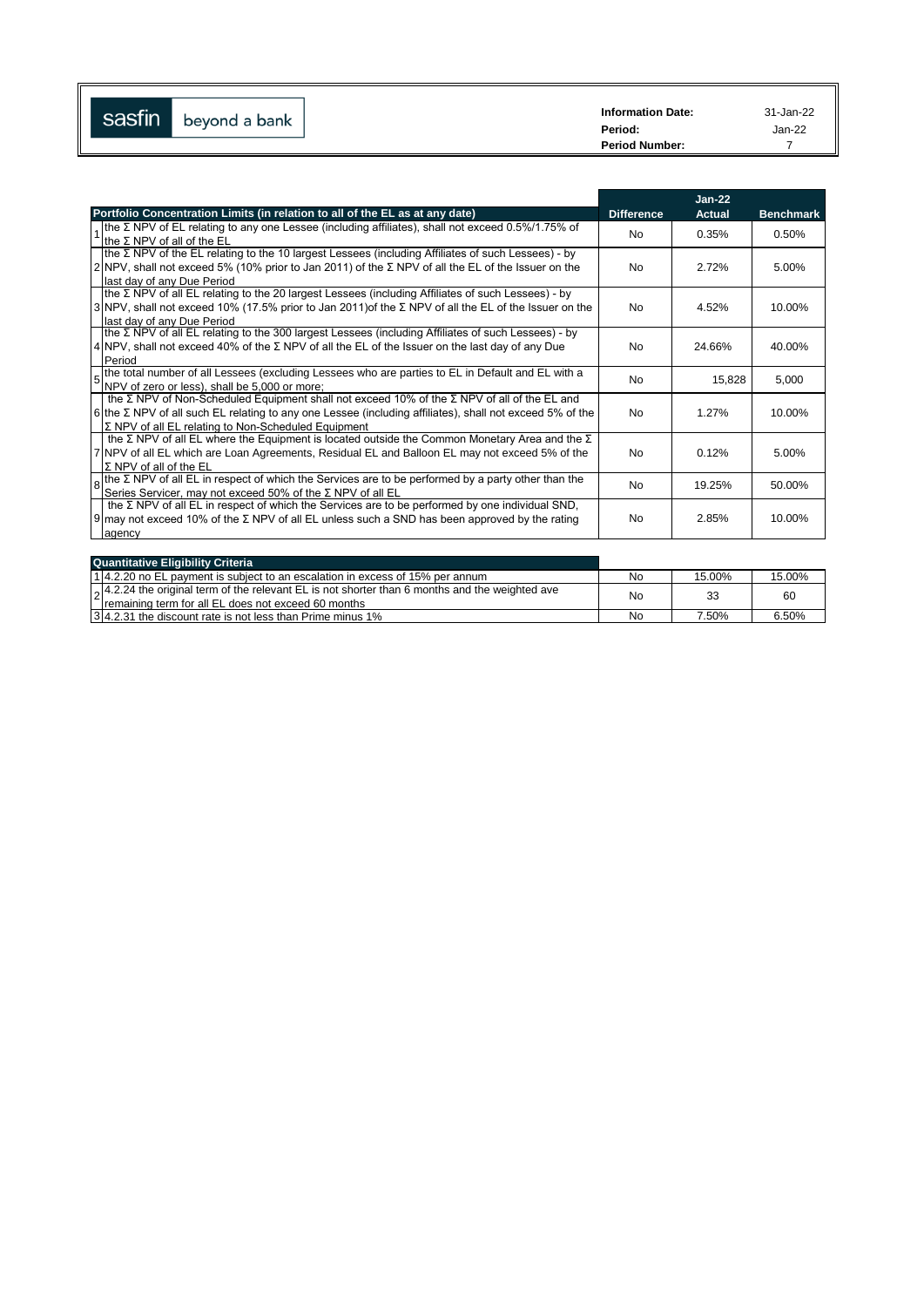sasfin beyond a bank

| Information Date: | 31-Jan-22 |
|---|---|
| Period: | Jan-22 |
| Period Number: | 7 |

| | Portfolio Concentration Limits (in relation to all of the EL as at any date) | Difference | Jan-22 Actual | Benchmark |
|---|---|---|---|---|
| 1 | the Σ NPV of EL relating to any one Lessee (including affiliates), shall not exceed 0.5%/1.75% of the Σ NPV of all of the EL | No | 0.35% | 0.50% |
| 2 | the Σ NPV of the EL relating to the 10 largest Lessees (including Affiliates of such Lessees) - by NPV, shall not exceed 5% (10% prior to Jan 2011) of the Σ NPV of all the EL of the Issuer on the last day of any Due Period | No | 2.72% | 5.00% |
| 3 | the Σ NPV of all EL relating to the 20 largest Lessees (including Affiliates of such Lessees) - by NPV, shall not exceed 10% (17.5% prior to Jan 2011)of the Σ NPV of all the EL of the Issuer on the last day of any Due Period | No | 4.52% | 10.00% |
| 4 | the Σ NPV of all EL relating to the 300 largest Lessees (including Affiliates of such Lessees) - by NPV, shall not exceed 40% of the Σ NPV of all the EL of the Issuer on the last day of any Due Period | No | 24.66% | 40.00% |
| 5 | the total number of all Lessees (excluding Lessees who are parties to EL in Default and EL with a NPV of zero or less), shall be 5,000 or more; | No | 15,828 | 5,000 |
| 6 | the Σ NPV of Non-Scheduled Equipment shall not exceed 10% of the Σ NPV of all of the EL and the Σ NPV of all such EL relating to any one Lessee (including affiliates), shall not exceed 5% of the Σ NPV of all EL relating to Non-Scheduled Equipment | No | 1.27% | 10.00% |
| 7 | the Σ NPV of all EL where the Equipment is located outside the Common Monetary Area and the Σ NPV of all EL which are Loan Agreements, Residual EL and Balloon EL may not exceed 5% of the Σ NPV of all of the EL | No | 0.12% | 5.00% |
| 8 | the Σ NPV of all EL in respect of which the Services are to be performed by a party other than the Series Servicer, may not exceed 50% of the Σ NPV of all EL | No | 19.25% | 50.00% |
| 9 | the Σ NPV of all EL in respect of which the Services are to be performed by one individual SND, may not exceed 10% of the Σ NPV of all EL unless such a SND has been approved by the rating agency | No | 2.85% | 10.00% |

| | Quantitative Eligibility Criteria | | | |
|---|---|---|---|---|
| 1 | 4.2.20 no EL payment is subject to an escalation in excess of 15% per annum | No | 15.00% | 15.00% |
| 2 | 4.2.24 the original term of the relevant EL is not shorter than 6 months and the weighted ave remaining term for all EL does not exceed 60 months | No | 33 | 60 |
| 3 | 4.2.31 the discount rate is not less than Prime minus 1% | No | 7.50% | 6.50% |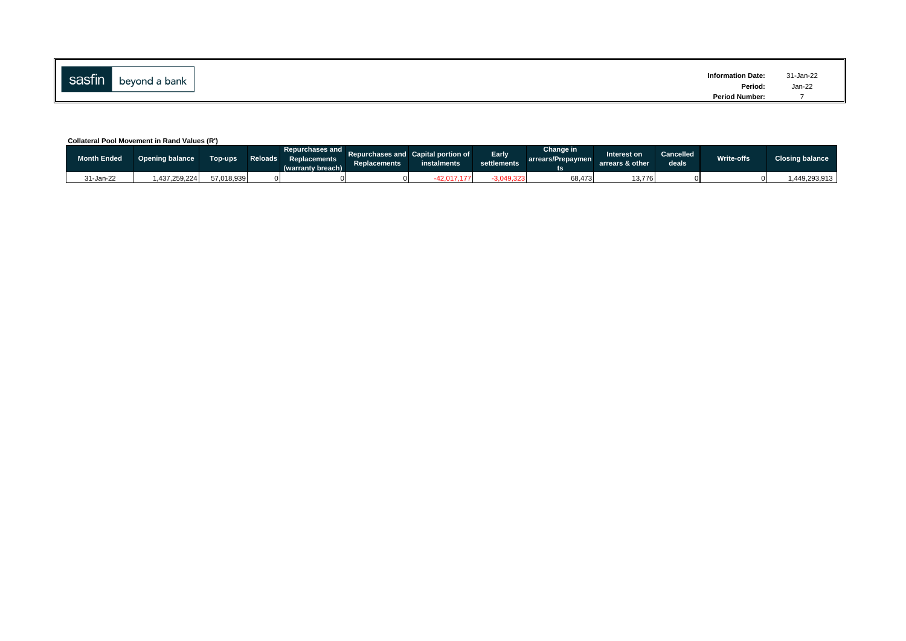sasfin beyond a bank

**Information Date:** 31-Jan-22
**Period:** Jan-22
**Period Number:** 7

**Collateral Pool Movement in Rand Values (R')**

| Month Ended | Opening balance | Top-ups | Reloads | Repurchases and Replacements (warranty breach) | Repurchases and Replacements | Capital portion of instalments | Early settlements | Change in arrears/Prepayments | Interest on arrears & other | Cancelled deals | Write-offs | Closing balance |
|---|---|---|---|---|---|---|---|---|---|---|---|---|
| 31-Jan-22 | 1,437,259,224 | 57,018,939 | 0 | 0 | 0 | -42,017,177 | -3,049,323 | 68,473 | 13,776 | 0 | 0 | 1,449,293,913 |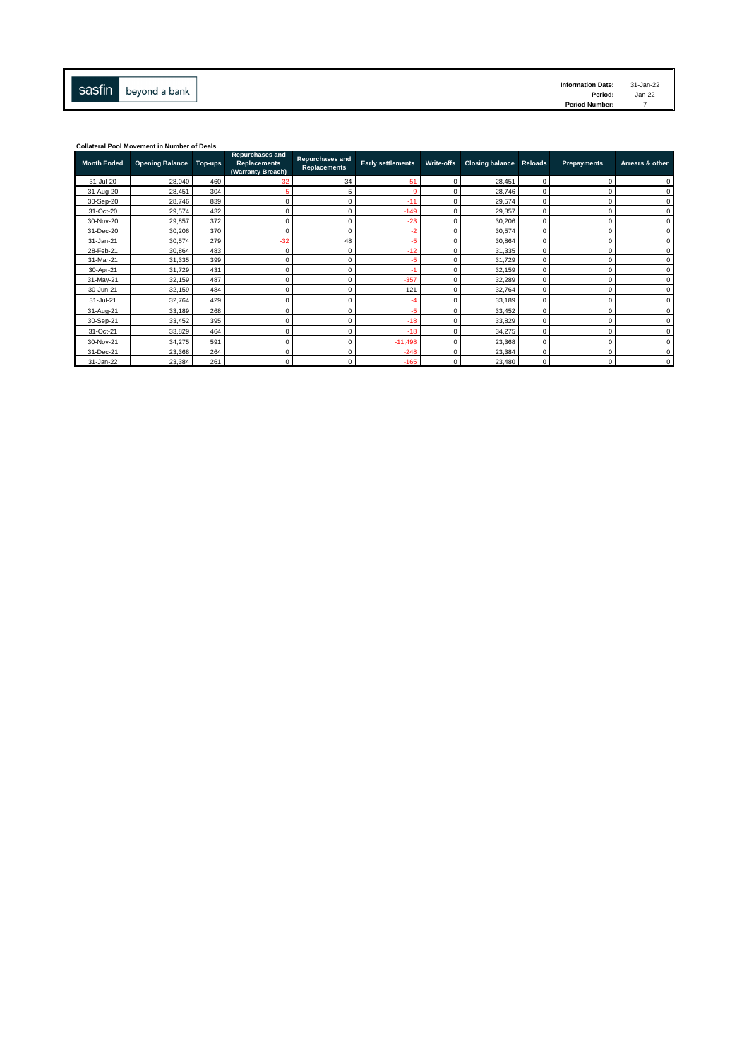sasfin beyond a bank

| Information Date: | 31-Jan-22 |
|---|---|
| Period: | Jan-22 |
| Period Number: | 7 |

**Collateral Pool Movement in Number of Deals**

| Month Ended | Opening Balance | Top-ups | Repurchases and Replacements (Warranty Breach) | Repurchases and Replacements | Early settlements | Write-offs | Closing balance | Reloads | Prepayments | Arrears & other |
|---|---|---|---|---|---|---|---|---|---|---|
| 31-Jul-20 | 28,040 | 460 | -32 | 34 | -51 | 0 | 28,451 | 0 | 0 | 0 |
| 31-Aug-20 | 28,451 | 304 | -5 | 5 | -9 | 0 | 28,746 | 0 | 0 | 0 |
| 30-Sep-20 | 28,746 | 839 | 0 | 0 | -11 | 0 | 29,574 | 0 | 0 | 0 |
| 31-Oct-20 | 29,574 | 432 | 0 | 0 | -149 | 0 | 29,857 | 0 | 0 | 0 |
| 30-Nov-20 | 29,857 | 372 | 0 | 0 | -23 | 0 | 30,206 | 0 | 0 | 0 |
| 31-Dec-20 | 30,206 | 370 | 0 | 0 | -2 | 0 | 30,574 | 0 | 0 | 0 |
| 31-Jan-21 | 30,574 | 279 | -32 | 48 | -5 | 0 | 30,864 | 0 | 0 | 0 |
| 28-Feb-21 | 30,864 | 483 | 0 | 0 | -12 | 0 | 31,335 | 0 | 0 | 0 |
| 31-Mar-21 | 31,335 | 399 | 0 | 0 | -5 | 0 | 31,729 | 0 | 0 | 0 |
| 30-Apr-21 | 31,729 | 431 | 0 | 0 | -1 | 0 | 32,159 | 0 | 0 | 0 |
| 31-May-21 | 32,159 | 487 | 0 | 0 | -357 | 0 | 32,289 | 0 | 0 | 0 |
| 30-Jun-21 | 32,159 | 484 | 0 | 0 | 121 | 0 | 32,764 | 0 | 0 | 0 |
| 31-Jul-21 | 32,764 | 429 | 0 | 0 | -4 | 0 | 33,189 | 0 | 0 | 0 |
| 31-Aug-21 | 33,189 | 268 | 0 | 0 | -5 | 0 | 33,452 | 0 | 0 | 0 |
| 30-Sep-21 | 33,452 | 395 | 0 | 0 | -18 | 0 | 33,829 | 0 | 0 | 0 |
| 31-Oct-21 | 33,829 | 464 | 0 | 0 | -18 | 0 | 34,275 | 0 | 0 | 0 |
| 30-Nov-21 | 34,275 | 591 | 0 | 0 | -11,498 | 0 | 23,368 | 0 | 0 | 0 |
| 31-Dec-21 | 23,368 | 264 | 0 | 0 | -248 | 0 | 23,384 | 0 | 0 | 0 |
| 31-Jan-22 | 23,384 | 261 | 0 | 0 | -165 | 0 | 23,480 | 0 | 0 | 0 |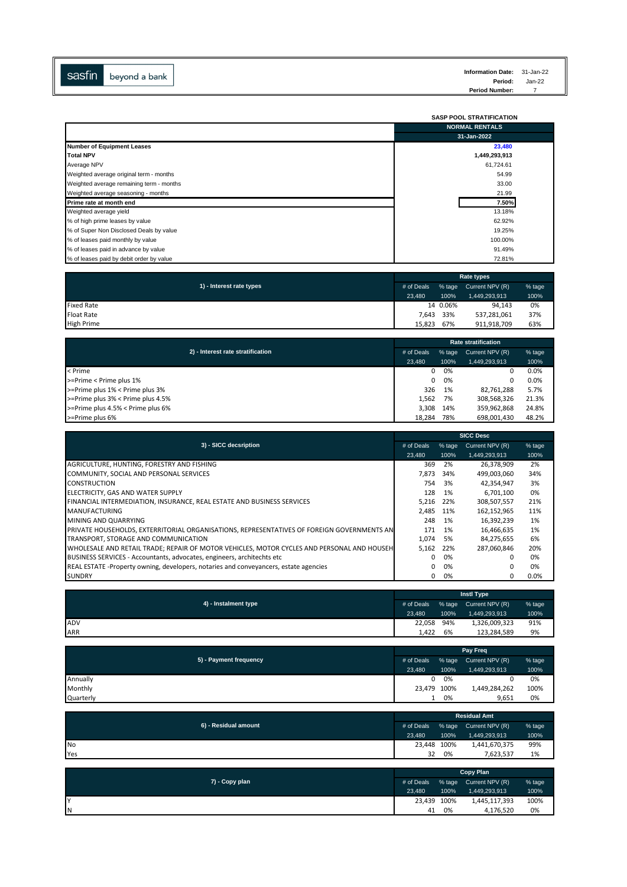sasfin beyond a bank

**Information Date:** 31-Jan-22
**Period:** Jan-22
**Period Number:** 7

## SASP POOL STRATIFICATION

| | NORMAL RENTALS |
|---|---|
| | 31-Jan-2022 |
| **Number of Equipment Leases** | 23,480 |
| **Total NPV** | 1,449,293,913 |
| Average NPV | 61,724.61 |
| Weighted average original term - months | 54.99 |
| Weighted average remaining term - months | 33.00 |
| Weighted average seasoning - months | 21.99 |
| **Prime rate at month end** | 7.50% |
| Weighted average yield | 13.18% |
| % of high prime leases by value | 62.92% |
| % of Super Non Disclosed Deals by value | 19.25% |
| % of leases paid monthly by value | 100.00% |
| % of leases paid in advance by value | 91.49% |
| % of leases paid by debit order by value | 72.81% |

| 1) - Interest rate types | Rate types | | | |
|---|---|---|---|---|
| | # of Deals | % tage | Current NPV (R) | % tage |
| | 23,480 | 100% | 1,449,293,913 | 100% |
| Fixed Rate | 14 | 0.06% | 94,143 | 0% |
| Float Rate | 7,643 | 33% | 537,281,061 | 37% |
| High Prime | 15,823 | 67% | 911,918,709 | 63% |

| 2) - Interest rate stratification | Rate stratification | | | |
|---|---|---|---|---|
| | # of Deals | % tage | Current NPV (R) | % tage |
| | 23,480 | 100% | 1,449,293,913 | 100% |
| < Prime | 0 | 0% | 0 | 0.0% |
| >=Prime < Prime plus 1% | 0 | 0% | 0 | 0.0% |
| >=Prime plus 1% < Prime plus 3% | 326 | 1% | 82,761,288 | 5.7% |
| >=Prime plus 3% < Prime plus 4.5% | 1,562 | 7% | 308,568,326 | 21.3% |
| >=Prime plus 4.5% < Prime plus 6% | 3,308 | 14% | 359,962,868 | 24.8% |
| >=Prime plus 6% | 18,284 | 78% | 698,001,430 | 48.2% |

| 3) - SICC decsription | SICC Desc | | | |
|---|---|---|---|---|
| | # of Deals | % tage | Current NPV (R) | % tage |
| | 23,480 | 100% | 1,449,293,913 | 100% |
| AGRICULTURE, HUNTING, FORESTRY AND FISHING | 369 | 2% | 26,378,909 | 2% |
| COMMUNITY, SOCIAL AND PERSONAL SERVICES | 7,873 | 34% | 499,003,060 | 34% |
| CONSTRUCTION | 754 | 3% | 42,354,947 | 3% |
| ELECTRICITY, GAS AND WATER SUPPLY | 128 | 1% | 6,701,100 | 0% |
| FINANCIAL INTERMEDIATION, INSURANCE, REAL ESTATE AND BUSINESS SERVICES | 5,216 | 22% | 308,507,557 | 21% |
| MANUFACTURING | 2,485 | 11% | 162,152,965 | 11% |
| MINING AND QUARRYING | 248 | 1% | 16,392,239 | 1% |
| PRIVATE HOUSEHOLDS, EXTERRITORIAL ORGANISATIONS, REPRESENTATIVES OF FOREIGN GOVERNMENTS AN | 171 | 1% | 16,466,635 | 1% |
| TRANSPORT, STORAGE AND COMMUNICATION | 1,074 | 5% | 84,275,655 | 6% |
| WHOLESALE AND RETAIL TRADE; REPAIR OF MOTOR VEHICLES, MOTOR CYCLES AND PERSONAL AND HOUSEH | 5,162 | 22% | 287,060,846 | 20% |
| BUSINESS SERVICES - Accountants, advocates, engineers, architechts etc | 0 | 0% | 0 | 0% |
| REAL ESTATE -Property owning, developers, notaries and conveyancers, estate agencies | 0 | 0% | 0 | 0% |
| SUNDRY | 0 | 0% | 0 | 0.0% |

| 4) - Instalment type | Instl Type | | | |
|---|---|---|---|---|
| | # of Deals | % tage | Current NPV (R) | % tage |
| | 23,480 | 100% | 1,449,293,913 | 100% |
| ADV | 22,058 | 94% | 1,326,009,323 | 91% |
| ARR | 1,422 | 6% | 123,284,589 | 9% |

| 5) - Payment frequency | Pay Freq | | | |
|---|---|---|---|---|
| | # of Deals | % tage | Current NPV (R) | % tage |
| | 23,480 | 100% | 1,449,293,913 | 100% |
| Annually | 0 | 0% | 0 | 0% |
| Monthly | 23,479 | 100% | 1,449,284,262 | 100% |
| Quarterly | 1 | 0% | 9,651 | 0% |

| 6) - Residual amount | Residual Amt | | | |
|---|---|---|---|---|
| | # of Deals | % tage | Current NPV (R) | % tage |
| | 23,480 | 100% | 1,449,293,913 | 100% |
| No | 23,448 | 100% | 1,441,670,375 | 99% |
| Yes | 32 | 0% | 7,623,537 | 1% |

| 7) - Copy plan | Copy Plan | | | |
|---|---|---|---|---|
| | # of Deals | % tage | Current NPV (R) | % tage |
| | 23,480 | 100% | 1,449,293,913 | 100% |
| Y | 23,439 | 100% | 1,445,117,393 | 100% |
| N | 41 | 0% | 4,176,520 | 0% |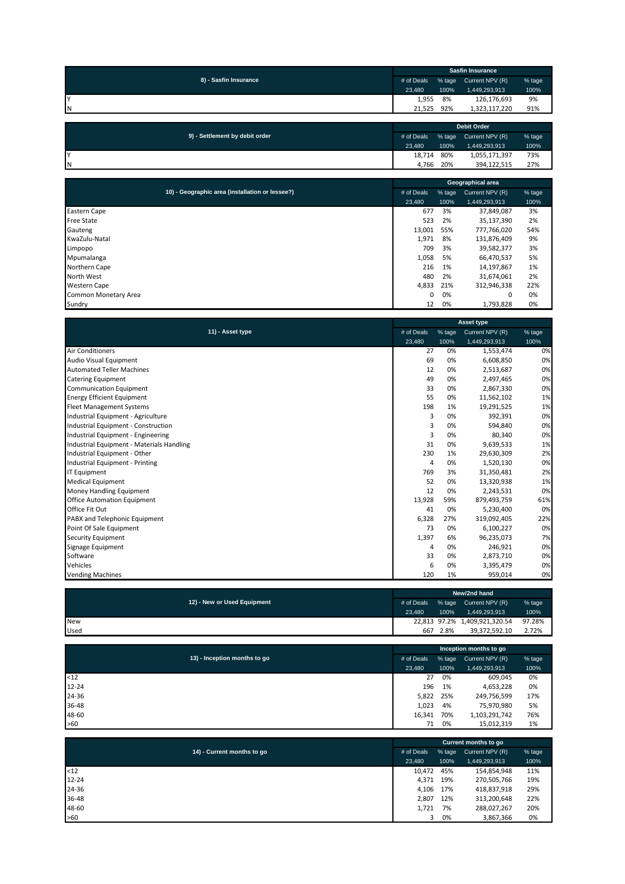| 8) - Sasfin Insurance | Sasfin Insurance | | | |
|---|---|---|---|---|
| | # of Deals | % tage | Current NPV (R) | % tage |
| | 23,480 | 100% | 1,449,293,913 | 100% |
| Y | 1,955 | 8% | 126,176,693 | 9% |
| N | 21,525 | 92% | 1,323,117,220 | 91% |

| 9) - Settlement by debit order | Debit Order | | | |
|---|---|---|---|---|
| | # of Deals | % tage | Current NPV (R) | % tage |
| | 23,480 | 100% | 1,449,293,913 | 100% |
| Y | 18,714 | 80% | 1,055,171,397 | 73% |
| N | 4,766 | 20% | 394,122,515 | 27% |

| 10) - Geographic area (installation or lessee?) | Geographical area | | | |
|---|---|---|---|---|
| | # of Deals | % tage | Current NPV (R) | % tage |
| | 23,480 | 100% | 1,449,293,913 | 100% |
| Eastern Cape | 677 | 3% | 37,849,087 | 3% |
| Free State | 523 | 2% | 35,137,390 | 2% |
| Gauteng | 13,001 | 55% | 777,766,020 | 54% |
| KwaZulu-Natal | 1,971 | 8% | 131,876,409 | 9% |
| Limpopo | 709 | 3% | 39,582,377 | 3% |
| Mpumalanga | 1,058 | 5% | 66,470,537 | 5% |
| Northern Cape | 216 | 1% | 14,197,867 | 1% |
| North West | 480 | 2% | 31,674,061 | 2% |
| Western Cape | 4,833 | 21% | 312,946,338 | 22% |
| Common Monetary Area | 0 | 0% | 0 | 0% |
| Sundry | 12 | 0% | 1,793,828 | 0% |

| 11) - Asset type | Asset type | | | |
|---|---|---|---|---|
| | # of Deals | % tage | Current NPV (R) | % tage |
| | 23,480 | 100% | 1,449,293,913 | 100% |
| Air Conditioners | 27 | 0% | 1,553,474 | 0% |
| Audio Visual Equipment | 69 | 0% | 6,608,850 | 0% |
| Automated Teller Machines | 12 | 0% | 2,513,687 | 0% |
| Catering Equipment | 49 | 0% | 2,497,465 | 0% |
| Communication Equipment | 33 | 0% | 2,867,330 | 0% |
| Energy Efficient Equipment | 55 | 0% | 11,562,102 | 1% |
| Fleet Management Systems | 198 | 1% | 19,291,525 | 1% |
| Industrial Equipment - Agriculture | 3 | 0% | 392,391 | 0% |
| Industrial Equipment - Construction | 3 | 0% | 594,840 | 0% |
| Industrial Equipment - Engineering | 3 | 0% | 80,340 | 0% |
| Industrial Equipment - Materials Handling | 31 | 0% | 9,639,533 | 1% |
| Industrial Equipment - Other | 230 | 1% | 29,630,309 | 2% |
| Industrial Equipment - Printing | 4 | 0% | 1,520,130 | 0% |
| IT Equipment | 769 | 3% | 31,350,481 | 2% |
| Medical Equipment | 52 | 0% | 13,320,938 | 1% |
| Money Handling Equipment | 12 | 0% | 2,243,531 | 0% |
| Office Automation Equipment | 13,928 | 59% | 879,493,759 | 61% |
| Office Fit Out | 41 | 0% | 5,230,400 | 0% |
| PABX and Telephonic Equipment | 6,328 | 27% | 319,092,405 | 22% |
| Point Of Sale Equipment | 73 | 0% | 6,100,227 | 0% |
| Security Equipment | 1,397 | 6% | 96,235,073 | 7% |
| Signage Equipment | 4 | 0% | 246,921 | 0% |
| Software | 33 | 0% | 2,873,710 | 0% |
| Vehicles | 6 | 0% | 3,395,479 | 0% |
| Vending Machines | 120 | 1% | 959,014 | 0% |

| 12) - New or Used Equipment | New/2nd hand | | | |
|---|---|---|---|---|
| | # of Deals | % tage | Current NPV (R) | % tage |
| | 23,480 | 100% | 1,449,293,913 | 100% |
| New | 22,813 | 97.2% | 1,409,921,320.54 | 97.28% |
| Used | 667 | 2.8% | 39,372,592.10 | 2.72% |

| 13) - Inception months to go | Inception months to go | | | |
|---|---|---|---|---|
| | # of Deals | % tage | Current NPV (R) | % tage |
| | 23,480 | 100% | 1,449,293,913 | 100% |
| <12 | 27 | 0% | 609,045 | 0% |
| 12-24 | 196 | 1% | 4,653,228 | 0% |
| 24-36 | 5,822 | 25% | 249,756,599 | 17% |
| 36-48 | 1,023 | 4% | 75,970,980 | 5% |
| 48-60 | 16,341 | 70% | 1,103,291,742 | 76% |
| >60 | 71 | 0% | 15,012,319 | 1% |

| 14) - Current months to go | Current months to go | | | |
|---|---|---|---|---|
| | # of Deals | % tage | Current NPV (R) | % tage |
| | 23,480 | 100% | 1,449,293,913 | 100% |
| <12 | 10,472 | 45% | 154,854,948 | 11% |
| 12-24 | 4,371 | 19% | 270,505,766 | 19% |
| 24-36 | 4,106 | 17% | 418,837,918 | 29% |
| 36-48 | 2,807 | 12% | 313,200,648 | 22% |
| 48-60 | 1,721 | 7% | 288,027,267 | 20% |
| >60 | 3 | 0% | 3,867,366 | 0% |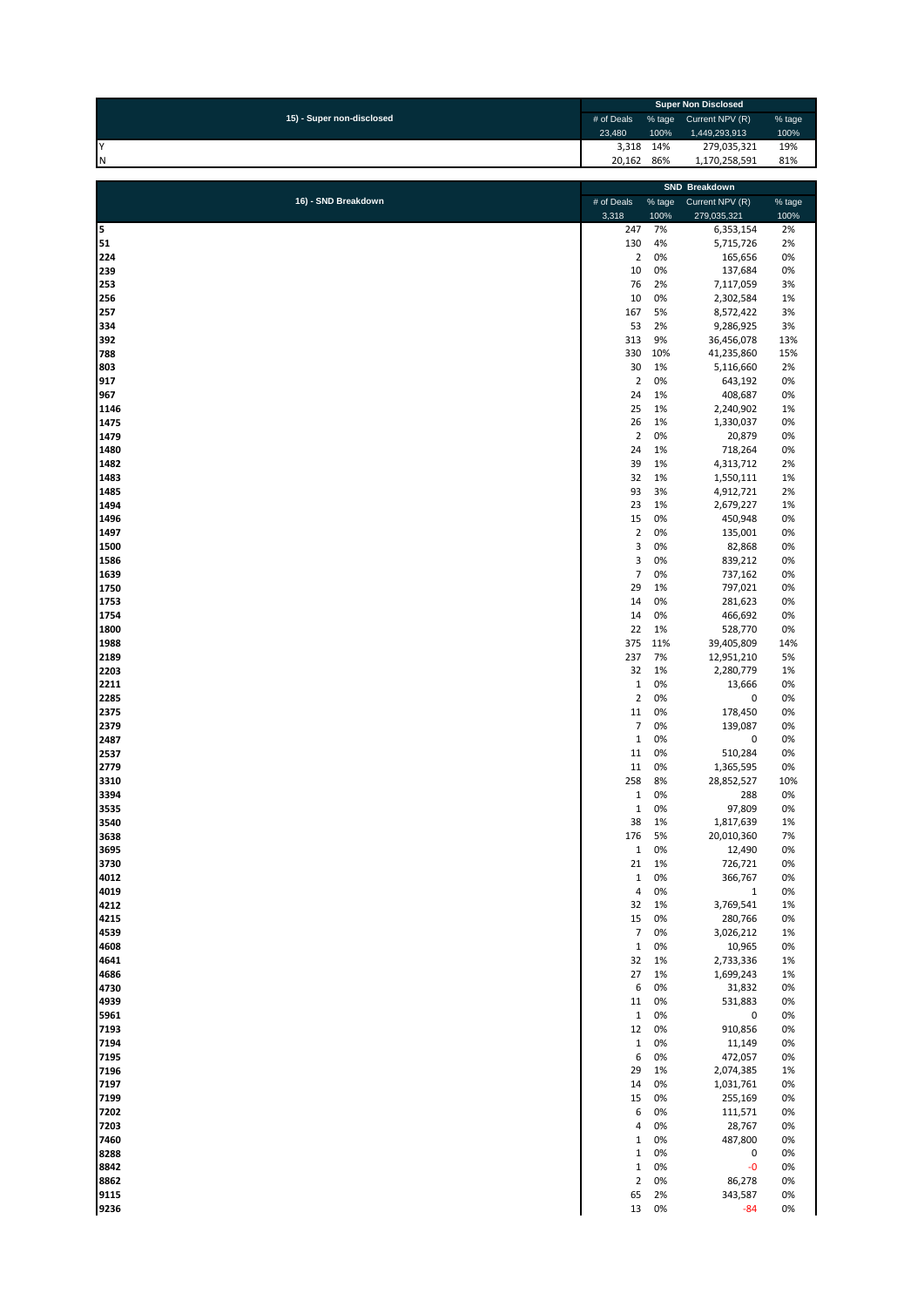| 15) - Super non-disclosed | Super Non Disclosed | | | |
|---|---|---|---|---|
| | # of Deals | % tage | Current NPV (R) | % tage |
| | 23,480 | 100% | 1,449,293,913 | 100% |
| Y | 3,318 | 14% | 279,035,321 | 19% |
| N | 20,162 | 86% | 1,170,258,591 | 81% |

| 16) - SND Breakdown | SND Breakdown | | | |
|---|---|---|---|---|
| | # of Deals | % tage | Current NPV (R) | % tage |
| | 3,318 | 100% | 279,035,321 | 100% |
| **5** | 247 | 7% | 6,353,154 | 2% |
| **51** | 130 | 4% | 5,715,726 | 2% |
| **224** | 2 | 0% | 165,656 | 0% |
| **239** | 10 | 0% | 137,684 | 0% |
| **253** | 76 | 2% | 7,117,059 | 3% |
| **256** | 10 | 0% | 2,302,584 | 1% |
| **257** | 167 | 5% | 8,572,422 | 3% |
| **334** | 53 | 2% | 9,286,925 | 3% |
| **392** | 313 | 9% | 36,456,078 | 13% |
| **788** | 330 | 10% | 41,235,860 | 15% |
| **803** | 30 | 1% | 5,116,660 | 2% |
| **917** | 2 | 0% | 643,192 | 0% |
| **967** | 24 | 1% | 408,687 | 0% |
| **1146** | 25 | 1% | 2,240,902 | 1% |
| **1475** | 26 | 1% | 1,330,037 | 0% |
| **1479** | 2 | 0% | 20,879 | 0% |
| **1480** | 24 | 1% | 718,264 | 0% |
| **1482** | 39 | 1% | 4,313,712 | 2% |
| **1483** | 32 | 1% | 1,550,111 | 1% |
| **1485** | 93 | 3% | 4,912,721 | 2% |
| **1494** | 23 | 1% | 2,679,227 | 1% |
| **1496** | 15 | 0% | 450,948 | 0% |
| **1497** | 2 | 0% | 135,001 | 0% |
| **1500** | 3 | 0% | 82,868 | 0% |
| **1586** | 3 | 0% | 839,212 | 0% |
| **1639** | 7 | 0% | 737,162 | 0% |
| **1750** | 29 | 1% | 797,021 | 0% |
| **1753** | 14 | 0% | 281,623 | 0% |
| **1754** | 14 | 0% | 466,692 | 0% |
| **1800** | 22 | 1% | 528,770 | 0% |
| **1988** | 375 | 11% | 39,405,809 | 14% |
| **2189** | 237 | 7% | 12,951,210 | 5% |
| **2203** | 32 | 1% | 2,280,779 | 1% |
| **2211** | 1 | 0% | 13,666 | 0% |
| **2285** | 2 | 0% | 0 | 0% |
| **2375** | 11 | 0% | 178,450 | 0% |
| **2379** | 7 | 0% | 139,087 | 0% |
| **2487** | 1 | 0% | 0 | 0% |
| **2537** | 11 | 0% | 510,284 | 0% |
| **2779** | 11 | 0% | 1,365,595 | 0% |
| **3310** | 258 | 8% | 28,852,527 | 10% |
| **3394** | 1 | 0% | 288 | 0% |
| **3535** | 1 | 0% | 97,809 | 0% |
| **3540** | 38 | 1% | 1,817,639 | 1% |
| **3638** | 176 | 5% | 20,010,360 | 7% |
| **3695** | 1 | 0% | 12,490 | 0% |
| **3730** | 21 | 1% | 726,721 | 0% |
| **4012** | 1 | 0% | 366,767 | 0% |
| **4019** | 4 | 0% | 1 | 0% |
| **4212** | 32 | 1% | 3,769,541 | 1% |
| **4215** | 15 | 0% | 280,766 | 0% |
| **4539** | 7 | 0% | 3,026,212 | 1% |
| **4608** | 1 | 0% | 10,965 | 0% |
| **4641** | 32 | 1% | 2,733,336 | 1% |
| **4686** | 27 | 1% | 1,699,243 | 1% |
| **4730** | 6 | 0% | 31,832 | 0% |
| **4939** | 11 | 0% | 531,883 | 0% |
| **5961** | 1 | 0% | 0 | 0% |
| **7193** | 12 | 0% | 910,856 | 0% |
| **7194** | 1 | 0% | 11,149 | 0% |
| **7195** | 6 | 0% | 472,057 | 0% |
| **7196** | 29 | 1% | 2,074,385 | 1% |
| **7197** | 14 | 0% | 1,031,761 | 0% |
| **7199** | 15 | 0% | 255,169 | 0% |
| **7202** | 6 | 0% | 111,571 | 0% |
| **7203** | 4 | 0% | 28,767 | 0% |
| **7460** | 1 | 0% | 487,800 | 0% |
| **8288** | 1 | 0% | 0 | 0% |
| **8842** | 1 | 0% | -0 | 0% |
| **8862** | 2 | 0% | 86,278 | 0% |
| **9115** | 65 | 2% | 343,587 | 0% |
| **9236** | 13 | 0% | -84 | 0% |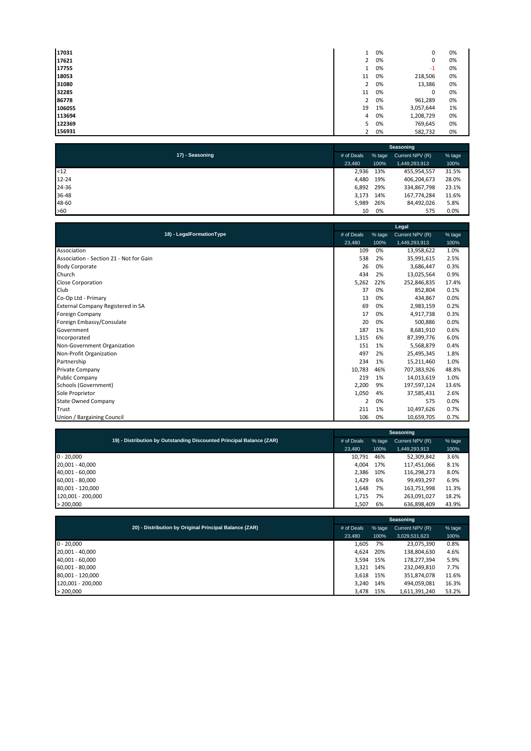| | | | | |
|---|---|---|---|---|
| **17031** | 1 | 0% | 0 | 0% |
| **17621** | 2 | 0% | 0 | 0% |
| **17755** | 1 | 0% | -1 | 0% |
| **18053** | 11 | 0% | 218,506 | 0% |
| **31080** | 2 | 0% | 13,386 | 0% |
| **32285** | 11 | 0% | 0 | 0% |
| **86778** | 2 | 0% | 961,289 | 0% |
| **106055** | 19 | 1% | 3,057,644 | 1% |
| **113694** | 4 | 0% | 1,208,729 | 0% |
| **122369** | 5 | 0% | 769,645 | 0% |
| **156931** | 2 | 0% | 582,732 | 0% |

| 17) - Seasoning | Seasoning | | | |
|---|---|---|---|---|
| | # of Deals | % tage | Current NPV (R) | % tage |
| | 23,480 | 100% | 1,449,293,913 | 100% |
| <12 | 2,936 | 13% | 455,954,557 | 31.5% |
| 12-24 | 4,480 | 19% | 406,204,673 | 28.0% |
| 24-36 | 6,892 | 29% | 334,867,798 | 23.1% |
| 36-48 | 3,173 | 14% | 167,774,284 | 11.6% |
| 48-60 | 5,989 | 26% | 84,492,026 | 5.8% |
| >60 | 10 | 0% | 575 | 0.0% |

| 18) - LegalFormationType | Legal | | | |
|---|---|---|---|---|
| | # of Deals | % tage | Current NPV (R) | % tage |
| | 23,480 | 100% | 1,449,293,913 | 100% |
| Association | 109 | 0% | 13,958,622 | 1.0% |
| Association - Section 21 - Not for Gain | 538 | 2% | 35,991,615 | 2.5% |
| Body Corporate | 26 | 0% | 3,686,447 | 0.3% |
| Church | 434 | 2% | 13,025,564 | 0.9% |
| Close Corporation | 5,262 | 22% | 252,846,835 | 17.4% |
| Club | 37 | 0% | 852,804 | 0.1% |
| Co-Op Ltd - Primary | 13 | 0% | 434,867 | 0.0% |
| External Company Registered in SA | 69 | 0% | 2,983,159 | 0.2% |
| Foreign Company | 17 | 0% | 4,917,738 | 0.3% |
| Foreign Embassy/Consulate | 20 | 0% | 500,886 | 0.0% |
| Government | 187 | 1% | 8,681,910 | 0.6% |
| Incorporated | 1,315 | 6% | 87,399,776 | 6.0% |
| Non-Government Organization | 151 | 1% | 5,568,879 | 0.4% |
| Non-Profit Organization | 497 | 2% | 25,495,345 | 1.8% |
| Partnership | 234 | 1% | 15,211,460 | 1.0% |
| Private Company | 10,783 | 46% | 707,383,926 | 48.8% |
| Public Company | 219 | 1% | 14,013,619 | 1.0% |
| Schools (Government) | 2,200 | 9% | 197,597,124 | 13.6% |
| Sole Proprietor | 1,050 | 4% | 37,585,431 | 2.6% |
| State Owned Company | 2 | 0% | 575 | 0.0% |
| Trust | 211 | 1% | 10,497,626 | 0.7% |
| Union / Bargaining Council | 106 | 0% | 10,659,705 | 0.7% |

| 19) - Distribution by Outstanding Discounted Principal Balance (ZAR) | Seasoning | | | |
|---|---|---|---|---|
| | # of Deals | % tage | Current NPV (R) | % tage |
| | 23,480 | 100% | 1,449,293,913 | 100% |
| 0 - 20,000 | 10,791 | 46% | 52,309,842 | 3.6% |
| 20,001 - 40,000 | 4,004 | 17% | 117,451,066 | 8.1% |
| 40,001 - 60,000 | 2,386 | 10% | 116,298,273 | 8.0% |
| 60,001 - 80,000 | 1,429 | 6% | 99,493,297 | 6.9% |
| 80,001 - 120,000 | 1,648 | 7% | 163,751,998 | 11.3% |
| 120,001 - 200,000 | 1,715 | 7% | 263,091,027 | 18.2% |
| > 200,000 | 1,507 | 6% | 636,898,409 | 43.9% |

| 20) - Distribution by Original Principal Balance (ZAR) | Seasoning | | | |
|---|---|---|---|---|
| | # of Deals | % tage | Current NPV (R) | % tage |
| | 23,480 | 100% | 3,029,531,623 | 100% |
| 0 - 20,000 | 1,605 | 7% | 23,075,390 | 0.8% |
| 20,001 - 40,000 | 4,624 | 20% | 138,804,630 | 4.6% |
| 40,001 - 60,000 | 3,594 | 15% | 178,277,394 | 5.9% |
| 60,001 - 80,000 | 3,321 | 14% | 232,049,810 | 7.7% |
| 80,001 - 120,000 | 3,618 | 15% | 351,874,078 | 11.6% |
| 120,001 - 200,000 | 3,240 | 14% | 494,059,081 | 16.3% |
| > 200,000 | 3,478 | 15% | 1,611,391,240 | 53.2% |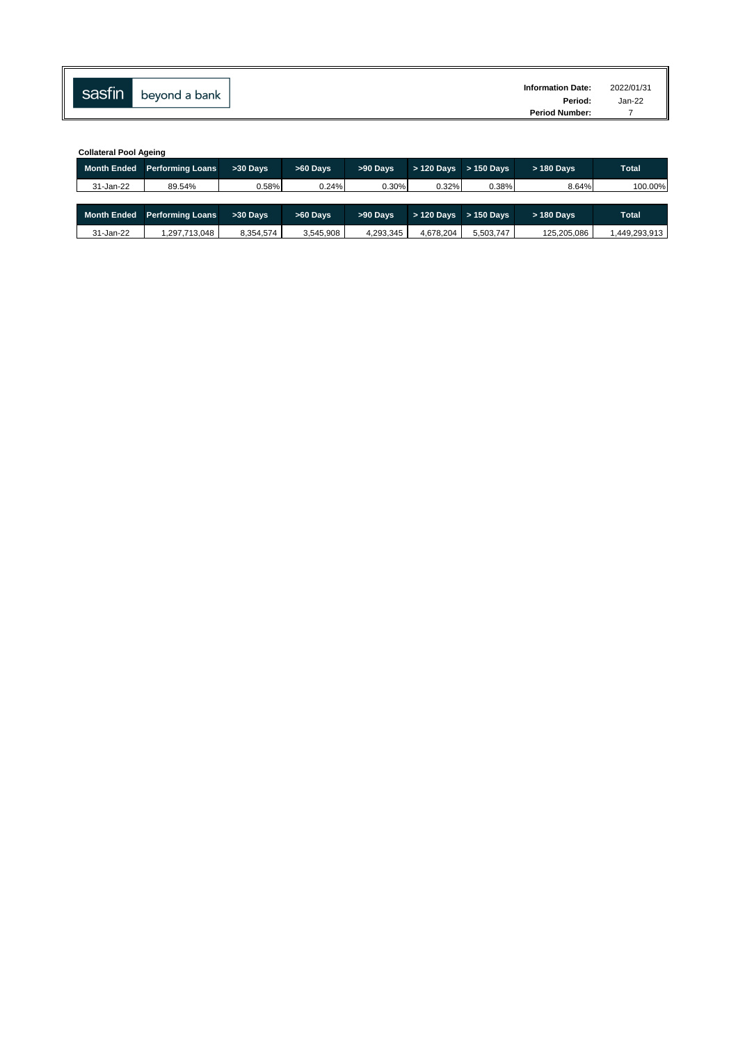sasfin beyond a bank

| | |
|---|---|
| **Information Date:** | 2022/01/31 |
| **Period:** | Jan-22 |
| **Period Number:** | 7 |

**Collateral Pool Ageing**

| Month Ended | Performing Loans | >30 Days | >60 Days | >90 Days | > 120 Days | > 150 Days | > 180 Days | Total |
|---|---|---|---|---|---|---|---|---|
| 31-Jan-22 | 89.54% | 0.58% | 0.24% | 0.30% | 0.32% | 0.38% | 8.64% | 100.00% |

| Month Ended | Performing Loans | >30 Days | >60 Days | >90 Days | > 120 Days | > 150 Days | > 180 Days | Total |
|---|---|---|---|---|---|---|---|---|
| 31-Jan-22 | 1,297,713,048 | 8,354,574 | 3,545,908 | 4,293,345 | 4,678,204 | 5,503,747 | 125,205,086 | 1,449,293,913 |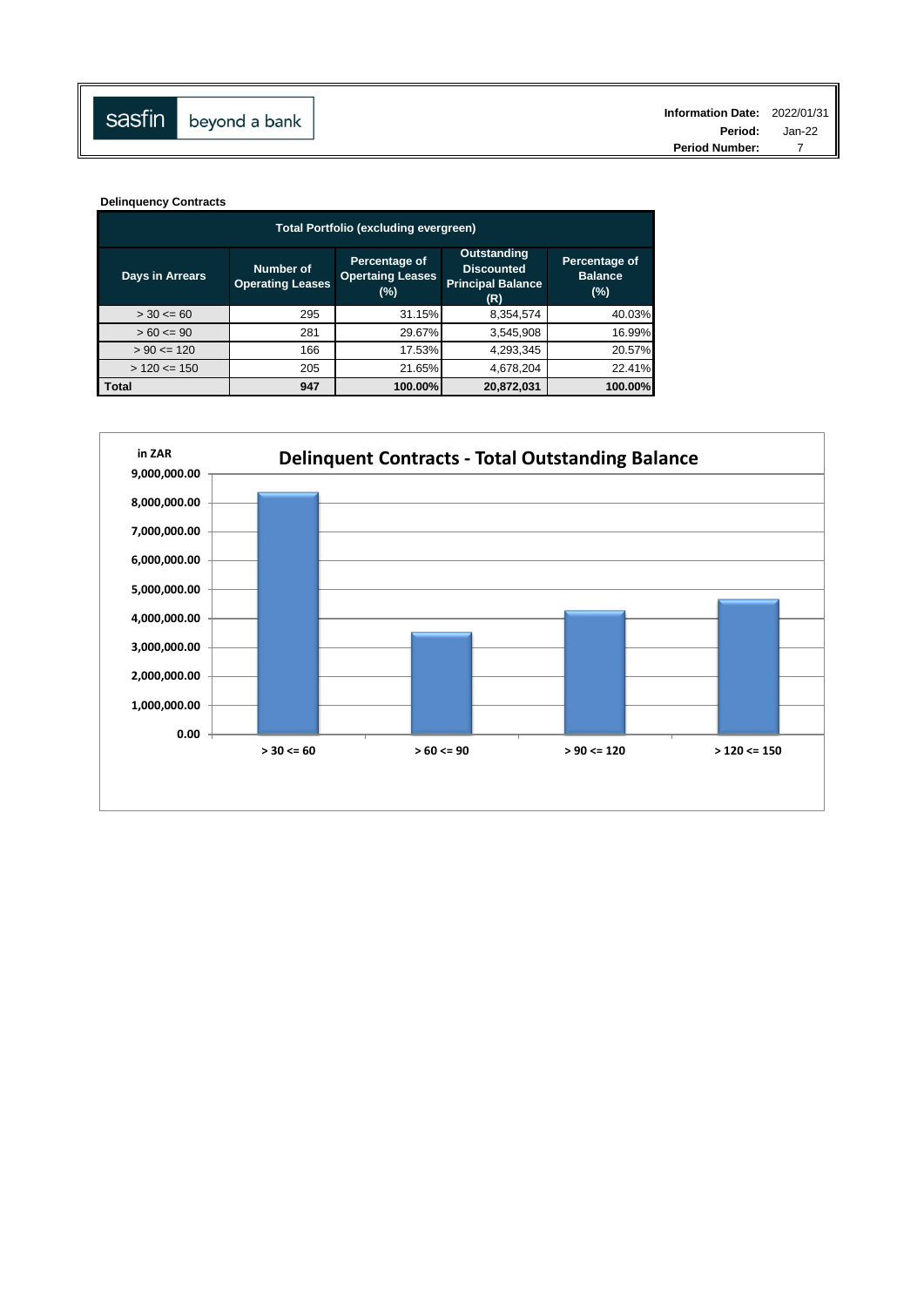| Information Date: | 2022/01/31 |
|---|---|
| Period: | Jan-22 |
| Period Number: | 7 |

**Delinquency Contracts**

| Total Portfolio (excluding evergreen) | | | | |
|---|---|---|---|---|
| **Days in Arrears** | **Number of Operating Leases** | **Percentage of Opertaing Leases (%)** | **Outstanding Discounted Principal Balance (R)** | **Percentage of Balance (%)** |
| > 30 <= 60 | 295 | 31.15% | 8,354,574 | 40.03% |
| > 60 <= 90 | 281 | 29.67% | 3,545,908 | 16.99% |
| > 90 <= 120 | 166 | 17.53% | 4,293,345 | 20.57% |
| > 120 <= 150 | 205 | 21.65% | 4,678,204 | 22.41% |
| **Total** | **947** | **100.00%** | **20,872,031** | **100.00%** |

**Delinquent Contracts - Total Outstanding Balance**

in ZAR

| Days in Arrears | Outstanding Balance |
|---|---|
| > 30 <= 60 | 8,354,574 |
| > 60 <= 90 | 3,545,908 |
| > 90 <= 120 | 4,293,345 |
| > 120 <= 150 | 4,678,204 |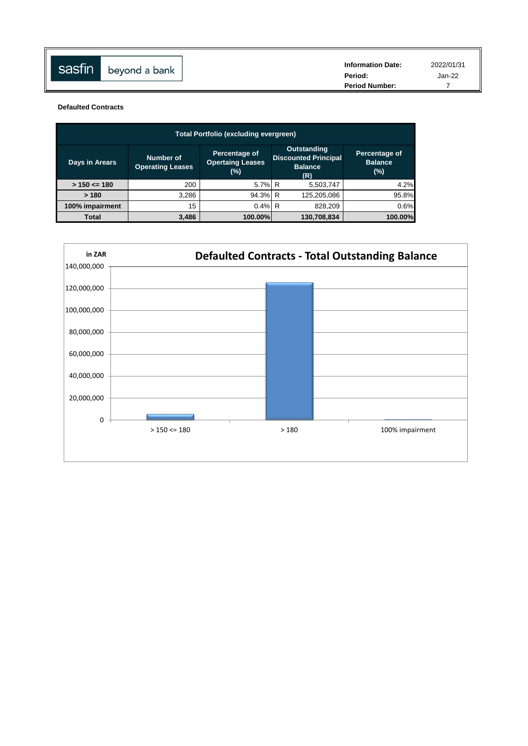| | |
|---|---|
| **Information Date:** | 2022/01/31 |
| **Period:** | Jan-22 |
| **Period Number:** | 7 |

**Defaulted Contracts**

| Total Portfolio (excluding evergreen) | | | | |
|---|---|---|---|---|
| **Days in Arears** | **Number of Operating Leases** | **Percentage of Opertaing Leases (%)** | **Outstanding Discounted Principal Balance (R)** | **Percentage of Balance (%)** |
| **> 150 <= 180** | 200 | 5.7% | R 5,503,747 | 4.2% |
| **> 180** | 3,286 | 94.3% | R 125,205,086 | 95.8% |
| **100% impairment** | 15 | 0.4% | R 828,209 | 0.6% |
| **Total** | **3,486** | **100.00%** | **130,708,834** | **100.00%** |

**Defaulted Contracts - Total Outstanding Balance**

in ZAR

| Days in Arears | Outstanding Balance (ZAR) |
|---|---|
| > 150 <= 180 | 5,503,747 |
| > 180 | 125,205,086 |
| 100% impairment | 828,209 |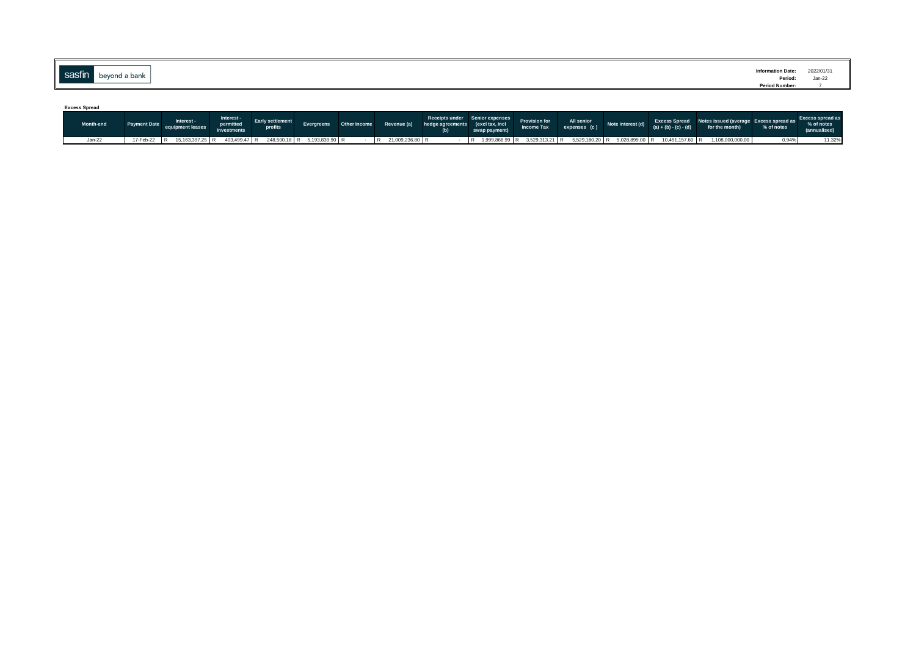sasfin beyond a bank

| | |
|---|---|
| **Information Date:** | 2022/01/31 |
| **Period:** | Jan-22 |
| **Period Number:** | 7 |

**Excess Spread**

| Month-end | Payment Date | Interest - equipment leases | Interest - permitted investments | Early settlement profits | Evergreens | Other Income | Revenue (a) | Receipts under hedge agreements (b) | Senior expenses (excl tax, incl swap payment) | Provision for Income Tax | All senior expenses (c) | Note interest (d) | Excess Spread (a) + (b) - (c) - (d) | Notes issued (average for the month) | Excess spread as % of notes | Excess spread as % of notes (annualised) |
|---|---|---|---|---|---|---|---|---|---|---|---|---|---|---|---|---|
| Jan-22 | 17-Feb-22 | R 15,163,397.25 | R 403,499.47 | R 248,500.18 | R 5,193,839.90 | R - | R 21,009,236.80 | R - | R 1,999,866.99 | R 3,529,313.21 | R 5,529,180.20 | R 5,028,899.00 | R 10,451,157.60 | R 1,108,000,000.00 | 0.94% | 11.32% |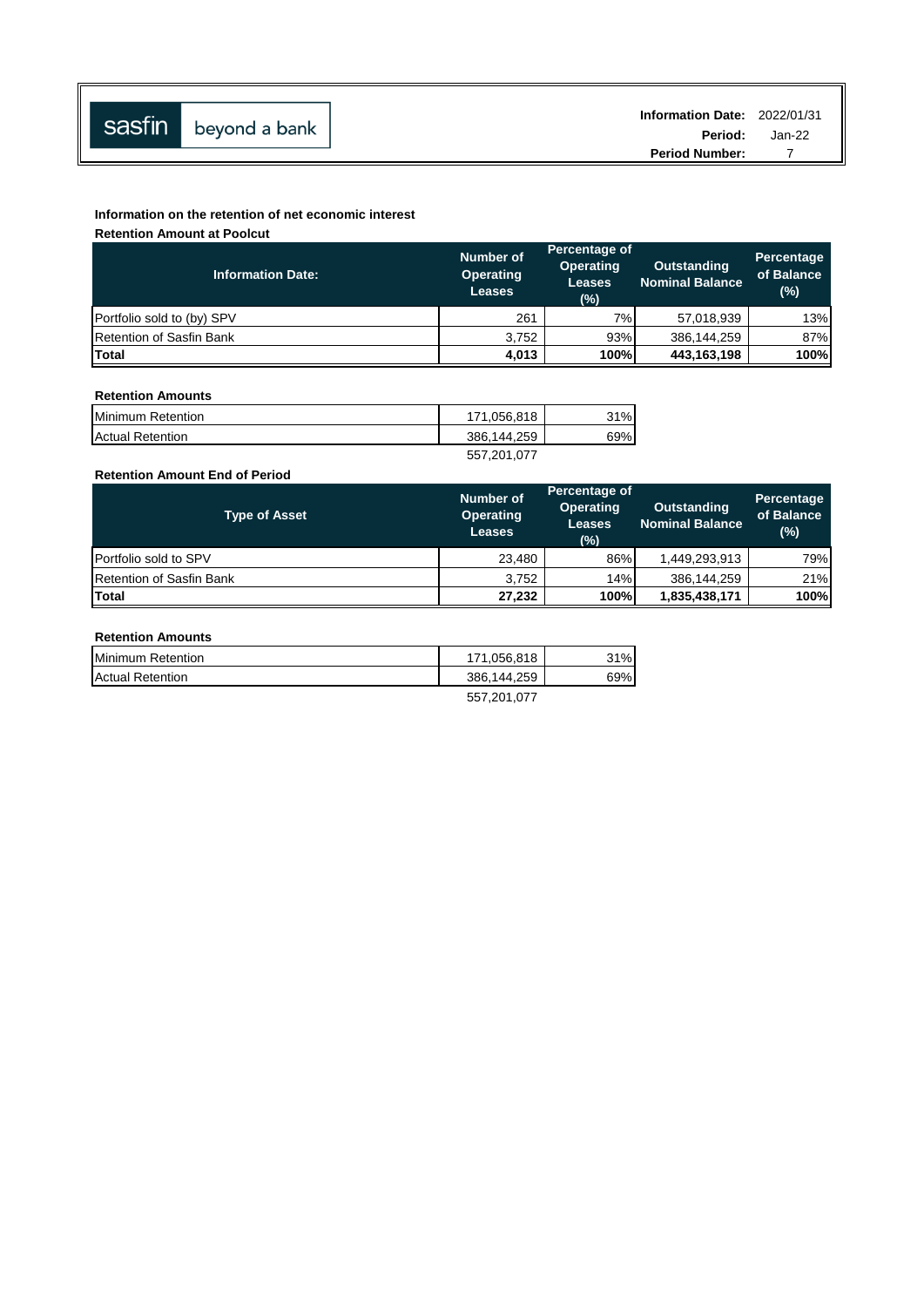sasfin beyond a bank

**Information Date:** 2022/01/31
**Period:** Jan-22
**Period Number:** 7

**Information on the retention of net economic interest**

**Retention Amount at Poolcut**

| Information Date: | Number of Operating Leases | Percentage of Operating Leases (%) | Outstanding Nominal Balance | Percentage of Balance (%) |
|---|---|---|---|---|
| Portfolio sold to (by) SPV | 261 | 7% | 57,018,939 | 13% |
| Retention of Sasfin Bank | 3,752 | 93% | 386,144,259 | 87% |
| **Total** | **4,013** | **100%** | **443,163,198** | **100%** |

**Retention Amounts**

| | | |
|---|---|---|
| Minimum Retention | 171,056,818 | 31% |
| Actual Retention | 386,144,259 | 69% |
| | 557,201,077 | |

**Retention Amount End of Period**

| Type of Asset | Number of Operating Leases | Percentage of Operating Leases (%) | Outstanding Nominal Balance | Percentage of Balance (%) |
|---|---|---|---|---|
| Portfolio sold to SPV | 23,480 | 86% | 1,449,293,913 | 79% |
| Retention of Sasfin Bank | 3,752 | 14% | 386,144,259 | 21% |
| **Total** | **27,232** | **100%** | **1,835,438,171** | **100%** |

**Retention Amounts**

| | | |
|---|---|---|
| Minimum Retention | 171,056,818 | 31% |
| Actual Retention | 386,144,259 | 69% |
| | 557,201,077 | |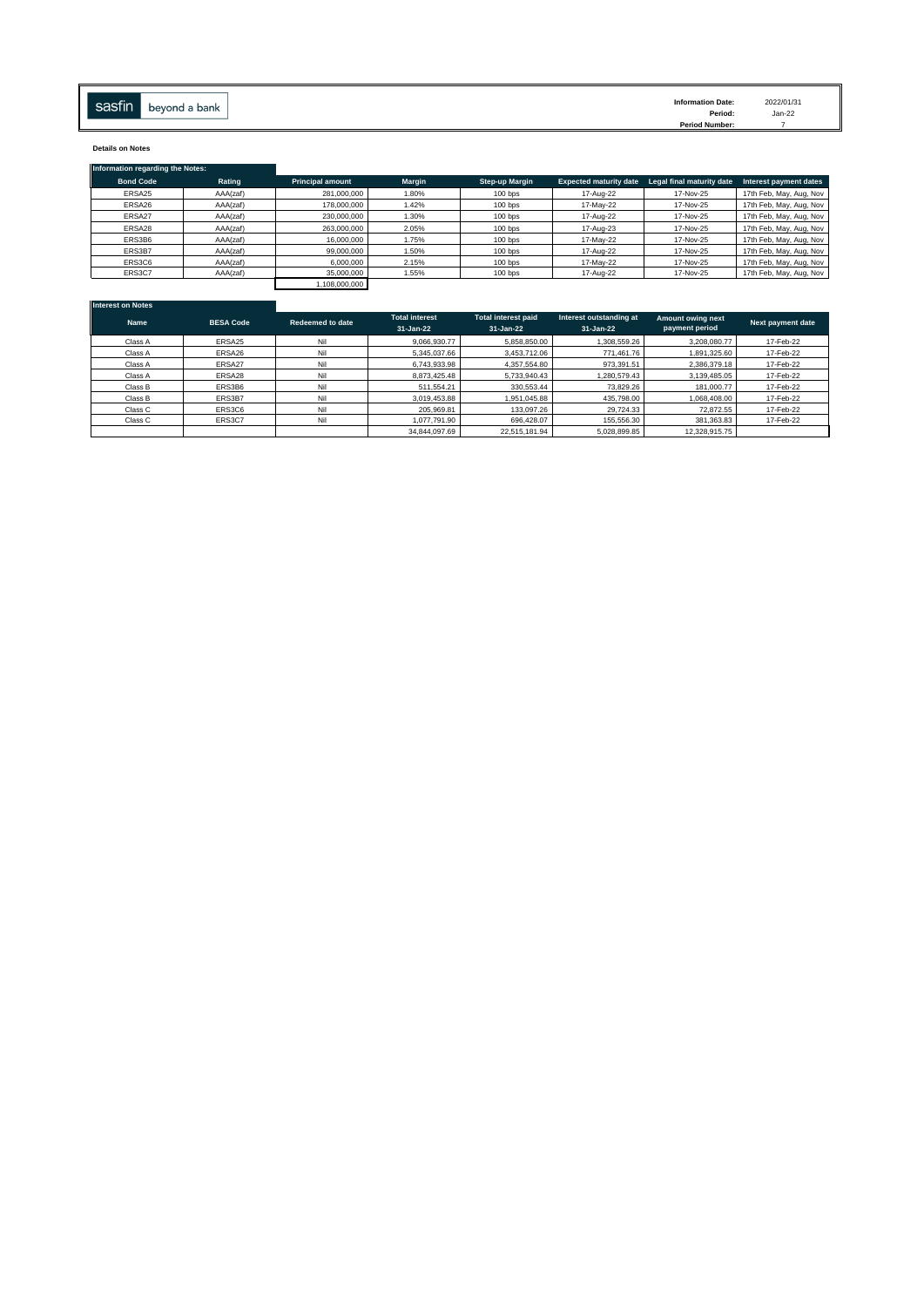sasfin beyond a bank

**Information Date:** 2022/01/31
**Period:** Jan-22
**Period Number:** 7

**Details on Notes**

**Information regarding the Notes:**

| Bond Code | Rating | Principal amount | Margin | Step-up Margin | Expected maturity date | Legal final maturity date | Interest payment dates |
|---|---|---|---|---|---|---|---|
| ERSA25 | AAA(zaf) | 281,000,000 | 1.80% | 100 bps | 17-Aug-22 | 17-Nov-25 | 17th Feb, May, Aug, Nov |
| ERSA26 | AAA(zaf) | 178,000,000 | 1.42% | 100 bps | 17-May-22 | 17-Nov-25 | 17th Feb, May, Aug, Nov |
| ERSA27 | AAA(zaf) | 230,000,000 | 1.30% | 100 bps | 17-Aug-22 | 17-Nov-25 | 17th Feb, May, Aug, Nov |
| ERSA28 | AAA(zaf) | 263,000,000 | 2.05% | 100 bps | 17-Aug-23 | 17-Nov-25 | 17th Feb, May, Aug, Nov |
| ERS3B6 | AAA(zaf) | 16,000,000 | 1.75% | 100 bps | 17-May-22 | 17-Nov-25 | 17th Feb, May, Aug, Nov |
| ERS3B7 | AAA(zaf) | 99,000,000 | 1.50% | 100 bps | 17-Aug-22 | 17-Nov-25 | 17th Feb, May, Aug, Nov |
| ERS3C6 | AAA(zaf) | 6,000,000 | 2.15% | 100 bps | 17-May-22 | 17-Nov-25 | 17th Feb, May, Aug, Nov |
| ERS3C7 | AAA(zaf) | 35,000,000 | 1.55% | 100 bps | 17-Aug-22 | 17-Nov-25 | 17th Feb, May, Aug, Nov |
| | | 1,108,000,000 | | | | | |

**Interest on Notes**

| Name | BESA Code | Redeemed to date | Total interest 31-Jan-22 | Total interest paid 31-Jan-22 | Interest outstanding at 31-Jan-22 | Amount owing next payment period | Next payment date |
|---|---|---|---|---|---|---|---|
| Class A | ERSA25 | Nil | 9,066,930.77 | 5,858,850.00 | 1,308,559.26 | 3,208,080.77 | 17-Feb-22 |
| Class A | ERSA26 | Nil | 5,345,037.66 | 3,453,712.06 | 771,461.76 | 1,891,325.60 | 17-Feb-22 |
| Class A | ERSA27 | Nil | 6,743,933.98 | 4,357,554.80 | 973,391.51 | 2,386,379.18 | 17-Feb-22 |
| Class A | ERSA28 | Nil | 8,873,425.48 | 5,733,940.43 | 1,280,579.43 | 3,139,485.05 | 17-Feb-22 |
| Class B | ERS3B6 | Nil | 511,554.21 | 330,553.44 | 73,829.26 | 181,000.77 | 17-Feb-22 |
| Class B | ERS3B7 | Nil | 3,019,453.88 | 1,951,045.88 | 435,798.00 | 1,068,408.00 | 17-Feb-22 |
| Class C | ERS3C6 | Nil | 205,969.81 | 133,097.26 | 29,724.33 | 72,872.55 | 17-Feb-22 |
| Class C | ERS3C7 | Nil | 1,077,791.90 | 696,428.07 | 155,556.30 | 381,363.83 | 17-Feb-22 |
| | | | 34,844,097.69 | 22,515,181.94 | 5,028,899.85 | 12,328,915.75 | |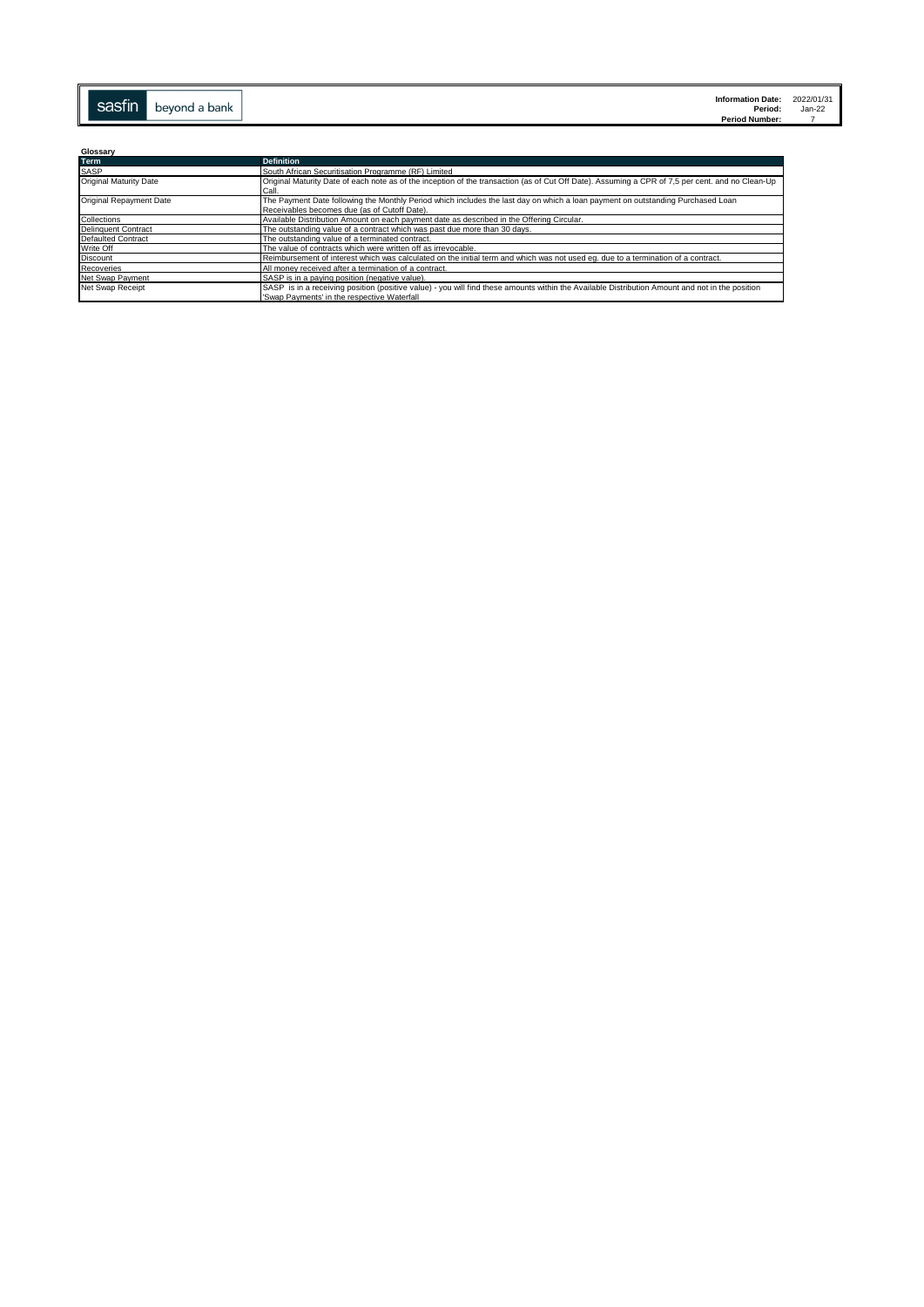sasfin beyond a bank

**Information Date:** 2022/01/31
**Period:** Jan-22
**Period Number:** 7

**Glossary**

| Term | Definition |
| --- | --- |
| SASP | South African Securitisation Programme (RF) Limited |
| Original Maturity Date | Original Maturity Date of each note as of the inception of the transaction (as of Cut Off Date). Assuming a CPR of 7,5 per cent. and no Clean-Up Call. |
| Original Repayment Date | The Payment Date following the Monthly Period which includes the last day on which a loan payment on outstanding Purchased Loan Receivables becomes due (as of Cutoff Date). |
| Collections | Available Distribution Amount on each payment date as described in the Offering Circular. |
| Delinquent Contract | The outstanding value of a contract which was past due more than 30 days. |
| Defaulted Contract | The outstanding value of a terminated contract. |
| Write Off | The value of contracts which were written off as irrevocable. |
| Discount | Reimbursement of interest which was calculated on the initial term and which was not used eg. due to a termination of a contract. |
| Recoveries | All money received after a termination of a contract. |
| Net Swap Payment | SASP is in a paying position (negative value). |
| Net Swap Receipt | SASP is in a receiving position (positive value) - you will find these amounts within the Available Distribution Amount and not in the position 'Swap Payments' in the respective Waterfall |